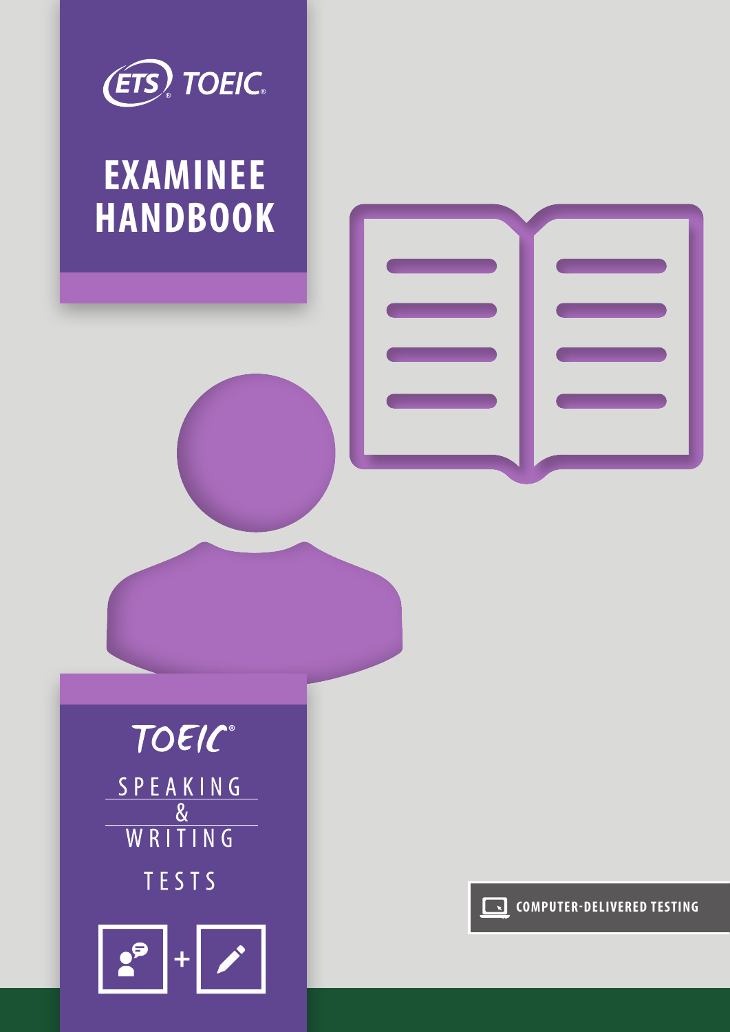ETS® TOEIC®

# EXAMINEE HANDBOOK

TOEIC®

SPEAKING & WRITING TESTS

COMPUTER-DELIVERED TESTING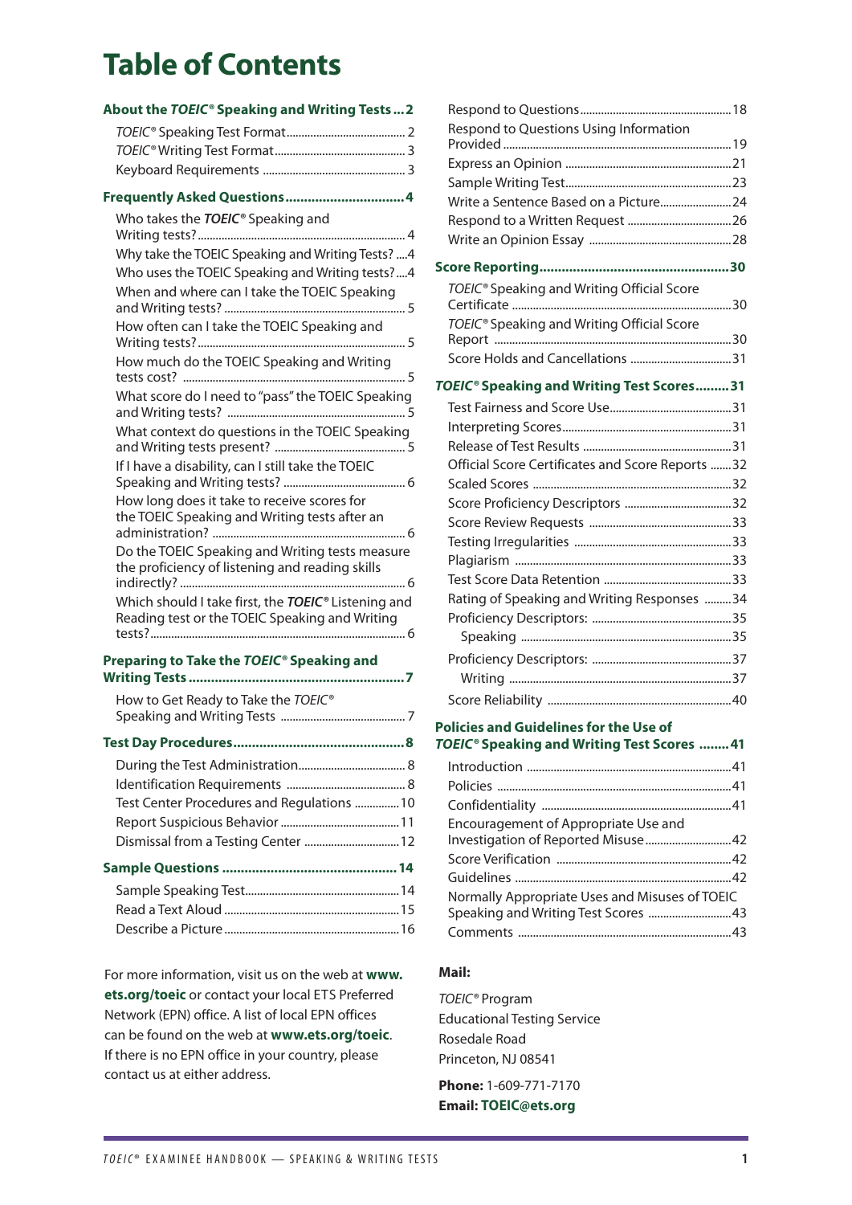# Table of Contents

**About the *TOEIC*® Speaking and Writing Tests ... 2**

- *TOEIC*® Speaking Test Format ... 2
- *TOEIC*® Writing Test Format ... 3
- Keyboard Requirements ... 3

**Frequently Asked Questions ... 4**

- Who takes the ***TOEIC***® Speaking and Writing tests? ... 4
- Why take the TOEIC Speaking and Writing Tests? ... 4
- Who uses the TOEIC Speaking and Writing tests? ... 4
- When and where can I take the TOEIC Speaking and Writing tests? ... 5
- How often can I take the TOEIC Speaking and Writing tests? ... 5
- How much do the TOEIC Speaking and Writing tests cost? ... 5
- What score do I need to "pass" the TOEIC Speaking and Writing tests? ... 5
- What context do questions in the TOEIC Speaking and Writing tests present? ... 5
- If I have a disability, can I still take the TOEIC Speaking and Writing tests? ... 6
- How long does it take to receive scores for the TOEIC Speaking and Writing tests after an administration? ... 6
- Do the TOEIC Speaking and Writing tests measure the proficiency of listening and reading skills indirectly? ... 6
- Which should I take first, the ***TOEIC***® Listening and Reading test or the TOEIC Speaking and Writing tests? ... 6

**Preparing to Take the *TOEIC*® Speaking and Writing Tests ... 7**

- How to Get Ready to Take the *TOEIC*® Speaking and Writing Tests ... 7

**Test Day Procedures ... 8**

- During the Test Administration ... 8
- Identification Requirements ... 8
- Test Center Procedures and Regulations ... 10
- Report Suspicious Behavior ... 11
- Dismissal from a Testing Center ... 12

**Sample Questions ... 14**

- Sample Speaking Test ... 14
- Read a Text Aloud ... 15
- Describe a Picture ... 16
- Respond to Questions ... 18
- Respond to Questions Using Information Provided ... 19
- Express an Opinion ... 21
- Sample Writing Test ... 23
- Write a Sentence Based on a Picture ... 24
- Respond to a Written Request ... 26
- Write an Opinion Essay ... 28

**Score Reporting ... 30**

- *TOEIC*® Speaking and Writing Official Score Certificate ... 30
- *TOEIC*® Speaking and Writing Official Score Report ... 30
- Score Holds and Cancellations ... 31

***TOEIC*® Speaking and Writing Test Scores ... 31**

- Test Fairness and Score Use ... 31
- Interpreting Scores ... 31
- Release of Test Results ... 31
- Official Score Certificates and Score Reports ... 32
- Scaled Scores ... 32
- Score Proficiency Descriptors ... 32
- Score Review Requests ... 33
- Testing Irregularities ... 33
- Plagiarism ... 33
- Test Score Data Retention ... 33
- Rating of Speaking and Writing Responses ... 34
- Proficiency Descriptors: ... 35
  - Speaking ... 35
- Proficiency Descriptors: ... 37
  - Writing ... 37
- Score Reliability ... 40

**Policies and Guidelines for the Use of *TOEIC*® Speaking and Writing Test Scores ... 41**

- Introduction ... 41
- Policies ... 41
- Confidentiality ... 41
- Encouragement of Appropriate Use and Investigation of Reported Misuse ... 42
- Score Verification ... 42
- Guidelines ... 42
- Normally Appropriate Uses and Misuses of TOEIC Speaking and Writing Test Scores ... 43
- Comments ... 43

For more information, visit us on the web at **www.ets.org/toeic** or contact your local ETS Preferred Network (EPN) office. A list of local EPN offices can be found on the web at **www.ets.org/toeic**. If there is no EPN office in your country, please contact us at either address.

**Mail:**

*TOEIC*® Program
Educational Testing Service
Rosedale Road
Princeton, NJ 08541

**Phone:** 1-609-771-7170
**Email: TOEIC@ets.org**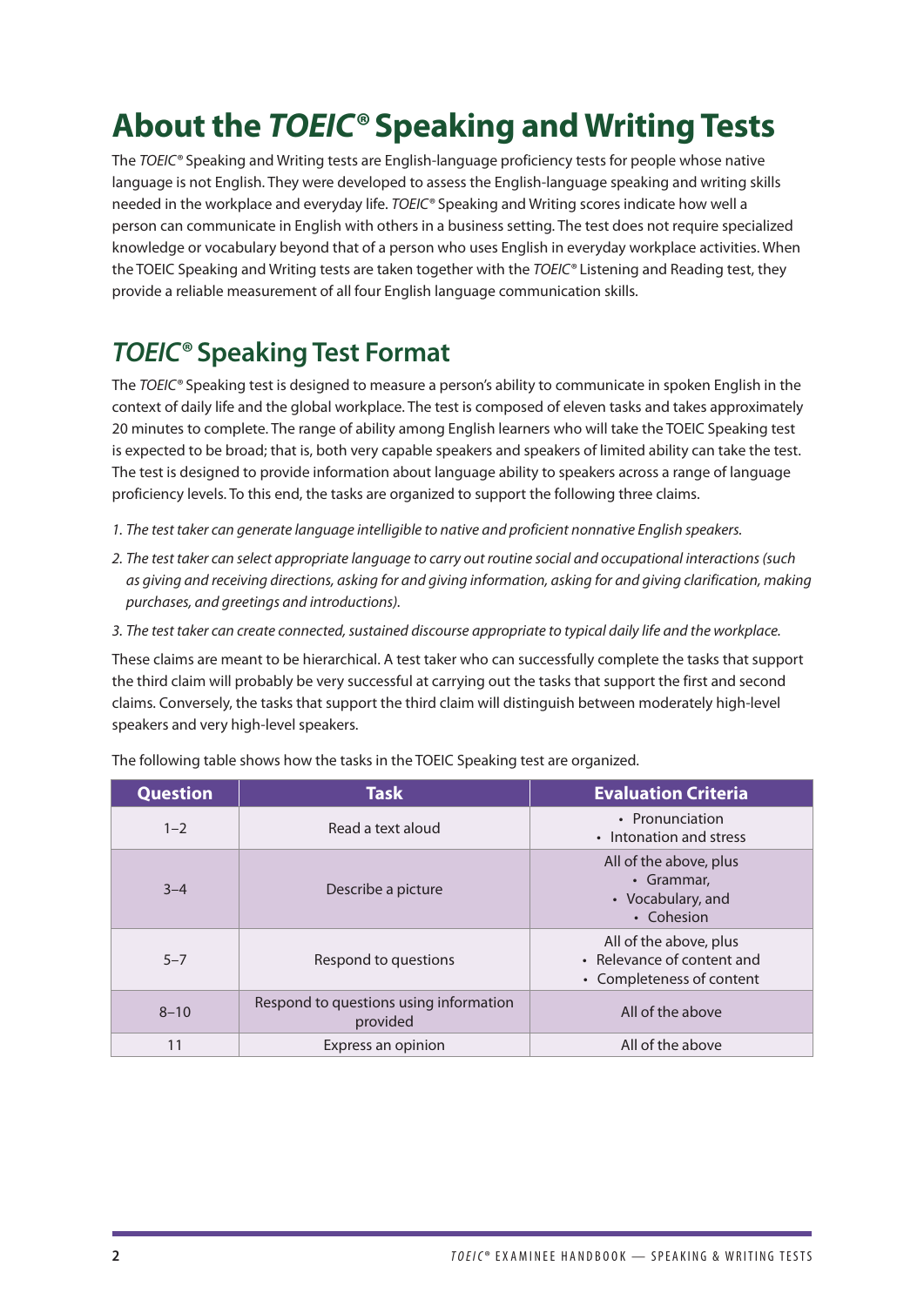# About the *TOEIC®* Speaking and Writing Tests

The *TOEIC®* Speaking and Writing tests are English-language proficiency tests for people whose native language is not English. They were developed to assess the English-language speaking and writing skills needed in the workplace and everyday life. *TOEIC®* Speaking and Writing scores indicate how well a person can communicate in English with others in a business setting. The test does not require specialized knowledge or vocabulary beyond that of a person who uses English in everyday workplace activities. When the TOEIC Speaking and Writing tests are taken together with the *TOEIC®* Listening and Reading test, they provide a reliable measurement of all four English language communication skills.

## *TOEIC®* Speaking Test Format

The *TOEIC®* Speaking test is designed to measure a person's ability to communicate in spoken English in the context of daily life and the global workplace. The test is composed of eleven tasks and takes approximately 20 minutes to complete. The range of ability among English learners who will take the TOEIC Speaking test is expected to be broad; that is, both very capable speakers and speakers of limited ability can take the test. The test is designed to provide information about language ability to speakers across a range of language proficiency levels. To this end, the tasks are organized to support the following three claims.

1. *The test taker can generate language intelligible to native and proficient nonnative English speakers.*
2. *The test taker can select appropriate language to carry out routine social and occupational interactions (such as giving and receiving directions, asking for and giving information, asking for and giving clarification, making purchases, and greetings and introductions).*
3. *The test taker can create connected, sustained discourse appropriate to typical daily life and the workplace.*

These claims are meant to be hierarchical. A test taker who can successfully complete the tasks that support the third claim will probably be very successful at carrying out the tasks that support the first and second claims. Conversely, the tasks that support the third claim will distinguish between moderately high-level speakers and very high-level speakers.

The following table shows how the tasks in the TOEIC Speaking test are organized.

| Question | Task | Evaluation Criteria |
|---|---|---|
| 1–2 | Read a text aloud | • Pronunciation<br>• Intonation and stress |
| 3–4 | Describe a picture | All of the above, plus<br>• Grammar,<br>• Vocabulary, and<br>• Cohesion |
| 5–7 | Respond to questions | All of the above, plus<br>• Relevance of content and<br>• Completeness of content |
| 8–10 | Respond to questions using information provided | All of the above |
| 11 | Express an opinion | All of the above |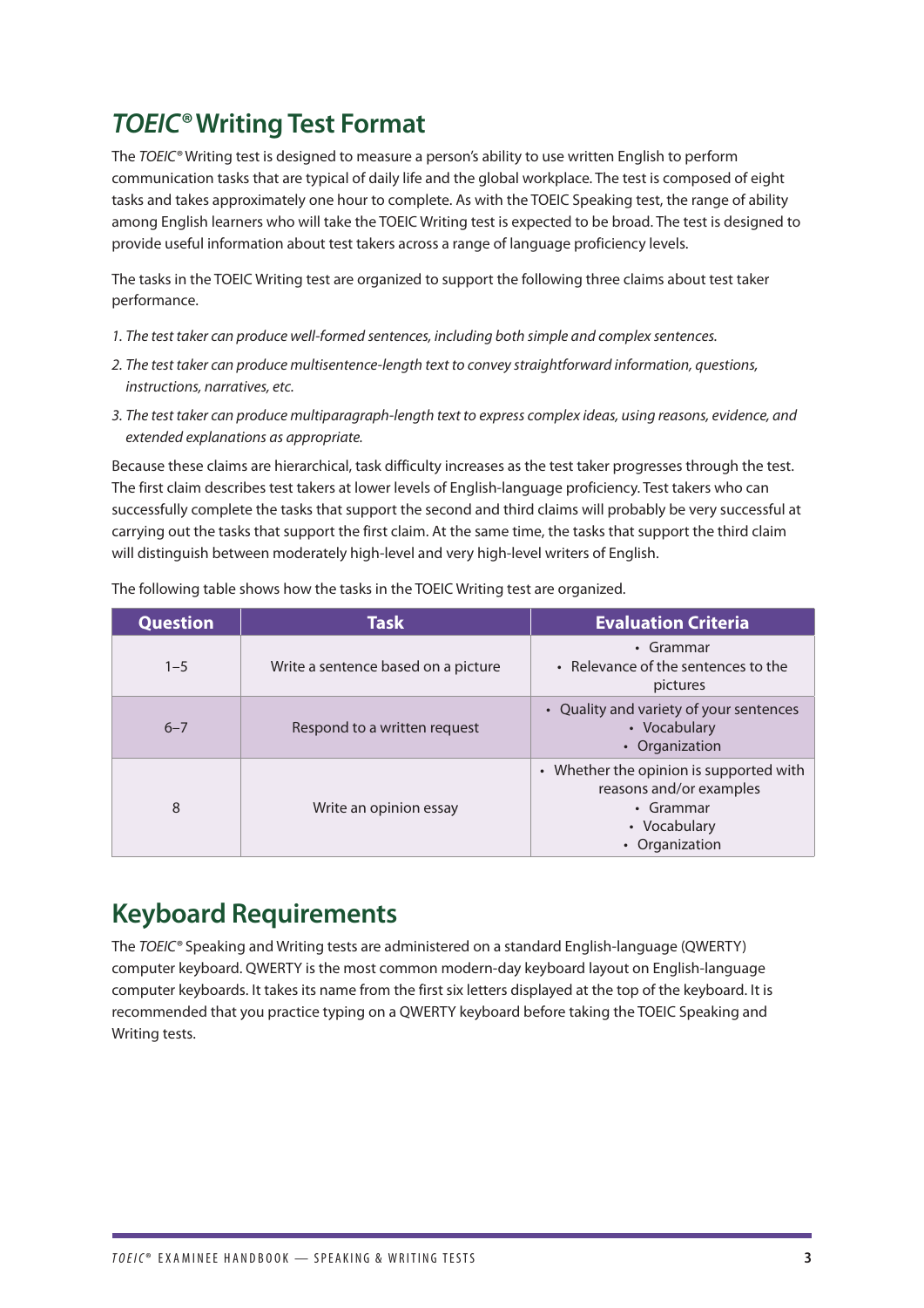## *TOEIC®* Writing Test Format

The *TOEIC®* Writing test is designed to measure a person's ability to use written English to perform communication tasks that are typical of daily life and the global workplace. The test is composed of eight tasks and takes approximately one hour to complete. As with the TOEIC Speaking test, the range of ability among English learners who will take the TOEIC Writing test is expected to be broad. The test is designed to provide useful information about test takers across a range of language proficiency levels.

The tasks in the TOEIC Writing test are organized to support the following three claims about test taker performance.

1. *The test taker can produce well-formed sentences, including both simple and complex sentences.*
2. *The test taker can produce multisentence-length text to convey straightforward information, questions, instructions, narratives, etc.*
3. *The test taker can produce multiparagraph-length text to express complex ideas, using reasons, evidence, and extended explanations as appropriate.*

Because these claims are hierarchical, task difficulty increases as the test taker progresses through the test. The first claim describes test takers at lower levels of English-language proficiency. Test takers who can successfully complete the tasks that support the second and third claims will probably be very successful at carrying out the tasks that support the first claim. At the same time, the tasks that support the third claim will distinguish between moderately high-level and very high-level writers of English.

The following table shows how the tasks in the TOEIC Writing test are organized.

| Question | Task | Evaluation Criteria |
|---|---|---|
| 1–5 | Write a sentence based on a picture | • Grammar<br>• Relevance of the sentences to the pictures |
| 6–7 | Respond to a written request | • Quality and variety of your sentences<br>• Vocabulary<br>• Organization |
| 8 | Write an opinion essay | • Whether the opinion is supported with reasons and/or examples<br>• Grammar<br>• Vocabulary<br>• Organization |

## Keyboard Requirements

The *TOEIC®* Speaking and Writing tests are administered on a standard English-language (QWERTY) computer keyboard. QWERTY is the most common modern-day keyboard layout on English-language computer keyboards. It takes its name from the first six letters displayed at the top of the keyboard. It is recommended that you practice typing on a QWERTY keyboard before taking the TOEIC Speaking and Writing tests.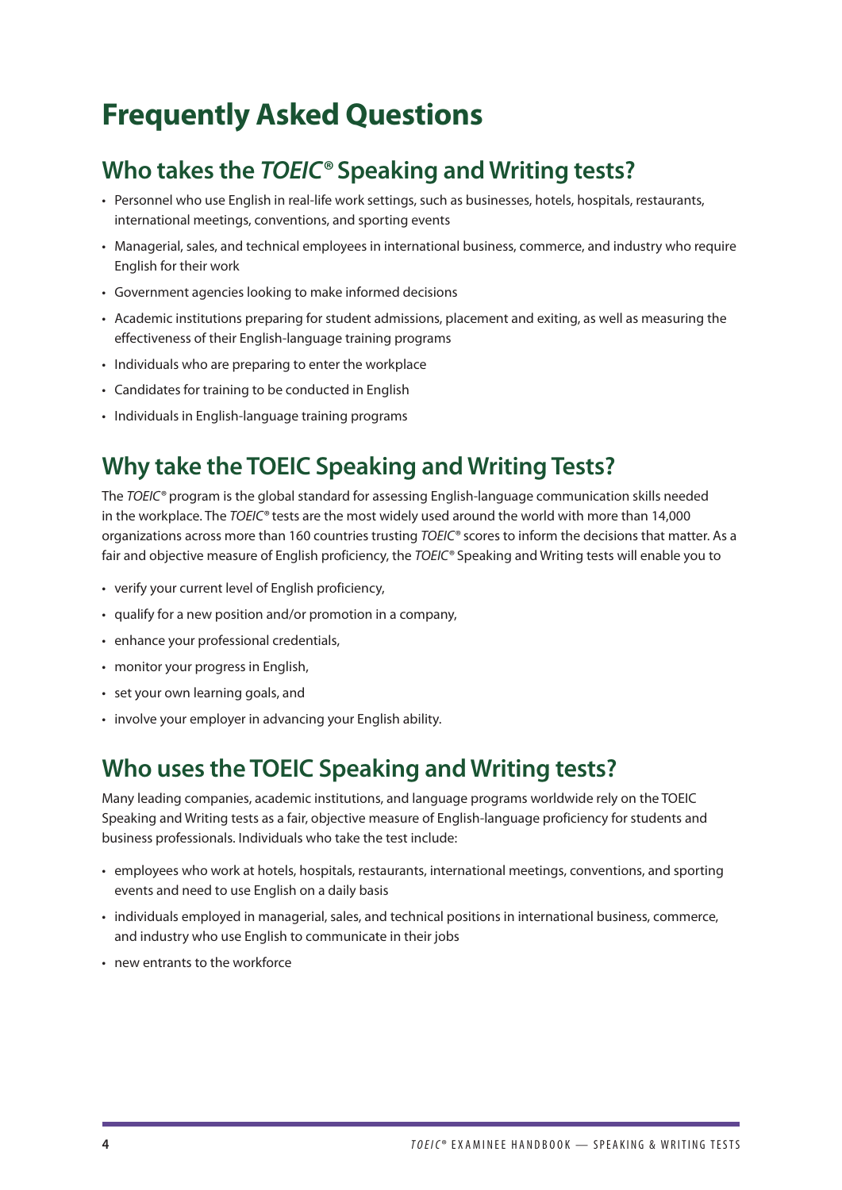# Frequently Asked Questions

## Who takes the *TOEIC®* Speaking and Writing tests?

- Personnel who use English in real-life work settings, such as businesses, hotels, hospitals, restaurants, international meetings, conventions, and sporting events
- Managerial, sales, and technical employees in international business, commerce, and industry who require English for their work
- Government agencies looking to make informed decisions
- Academic institutions preparing for student admissions, placement and exiting, as well as measuring the effectiveness of their English-language training programs
- Individuals who are preparing to enter the workplace
- Candidates for training to be conducted in English
- Individuals in English-language training programs

## Why take the TOEIC Speaking and Writing Tests?

The *TOEIC®* program is the global standard for assessing English-language communication skills needed in the workplace. The *TOEIC®* tests are the most widely used around the world with more than 14,000 organizations across more than 160 countries trusting *TOEIC®* scores to inform the decisions that matter. As a fair and objective measure of English proficiency, the *TOEIC®* Speaking and Writing tests will enable you to

- verify your current level of English proficiency,
- qualify for a new position and/or promotion in a company,
- enhance your professional credentials,
- monitor your progress in English,
- set your own learning goals, and
- involve your employer in advancing your English ability.

## Who uses the TOEIC Speaking and Writing tests?

Many leading companies, academic institutions, and language programs worldwide rely on the TOEIC Speaking and Writing tests as a fair, objective measure of English-language proficiency for students and business professionals. Individuals who take the test include:

- employees who work at hotels, hospitals, restaurants, international meetings, conventions, and sporting events and need to use English on a daily basis
- individuals employed in managerial, sales, and technical positions in international business, commerce, and industry who use English to communicate in their jobs
- new entrants to the workforce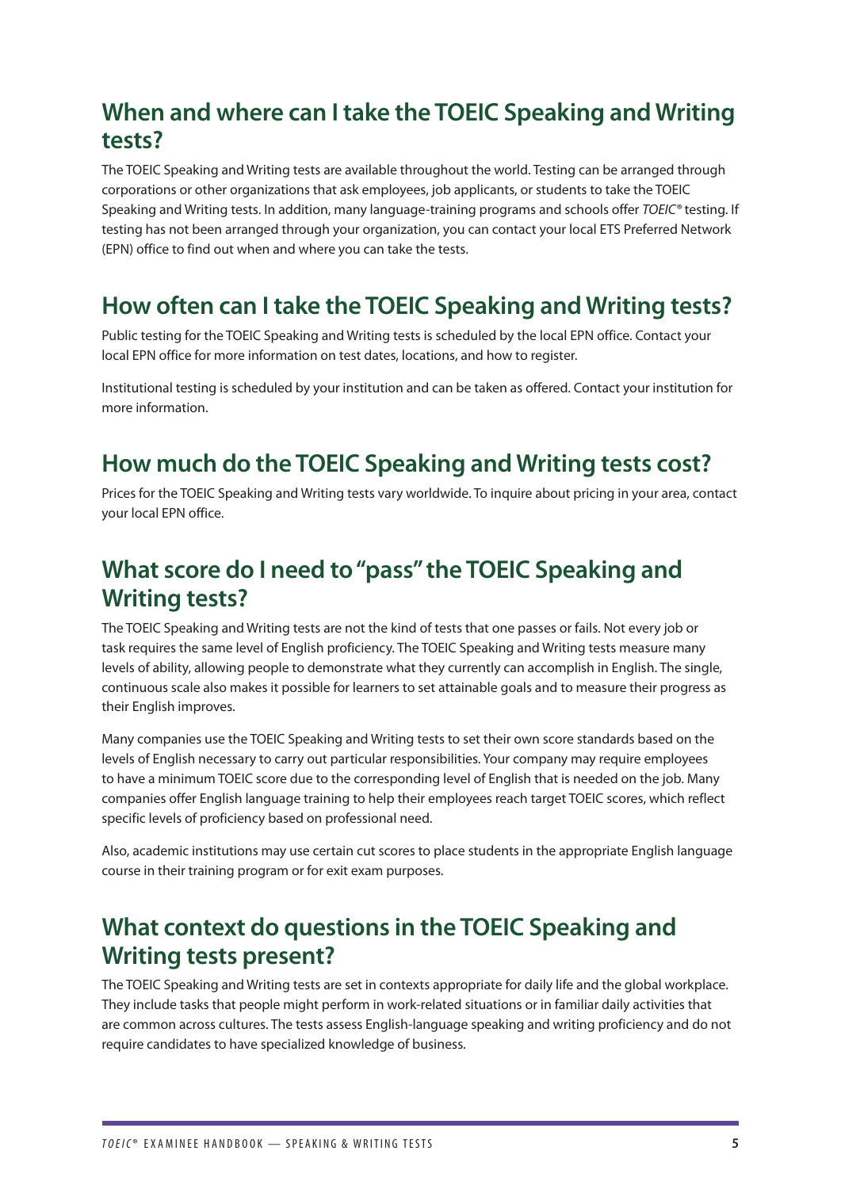## When and where can I take the TOEIC Speaking and Writing tests?

The TOEIC Speaking and Writing tests are available throughout the world. Testing can be arranged through corporations or other organizations that ask employees, job applicants, or students to take the TOEIC Speaking and Writing tests. In addition, many language-training programs and schools offer *TOEIC®* testing. If testing has not been arranged through your organization, you can contact your local ETS Preferred Network (EPN) office to find out when and where you can take the tests.

## How often can I take the TOEIC Speaking and Writing tests?

Public testing for the TOEIC Speaking and Writing tests is scheduled by the local EPN office. Contact your local EPN office for more information on test dates, locations, and how to register.

Institutional testing is scheduled by your institution and can be taken as offered. Contact your institution for more information.

## How much do the TOEIC Speaking and Writing tests cost?

Prices for the TOEIC Speaking and Writing tests vary worldwide. To inquire about pricing in your area, contact your local EPN office.

## What score do I need to "pass" the TOEIC Speaking and Writing tests?

The TOEIC Speaking and Writing tests are not the kind of tests that one passes or fails. Not every job or task requires the same level of English proficiency. The TOEIC Speaking and Writing tests measure many levels of ability, allowing people to demonstrate what they currently can accomplish in English. The single, continuous scale also makes it possible for learners to set attainable goals and to measure their progress as their English improves.

Many companies use the TOEIC Speaking and Writing tests to set their own score standards based on the levels of English necessary to carry out particular responsibilities. Your company may require employees to have a minimum TOEIC score due to the corresponding level of English that is needed on the job. Many companies offer English language training to help their employees reach target TOEIC scores, which reflect specific levels of proficiency based on professional need.

Also, academic institutions may use certain cut scores to place students in the appropriate English language course in their training program or for exit exam purposes.

## What context do questions in the TOEIC Speaking and Writing tests present?

The TOEIC Speaking and Writing tests are set in contexts appropriate for daily life and the global workplace. They include tasks that people might perform in work-related situations or in familiar daily activities that are common across cultures. The tests assess English-language speaking and writing proficiency and do not require candidates to have specialized knowledge of business.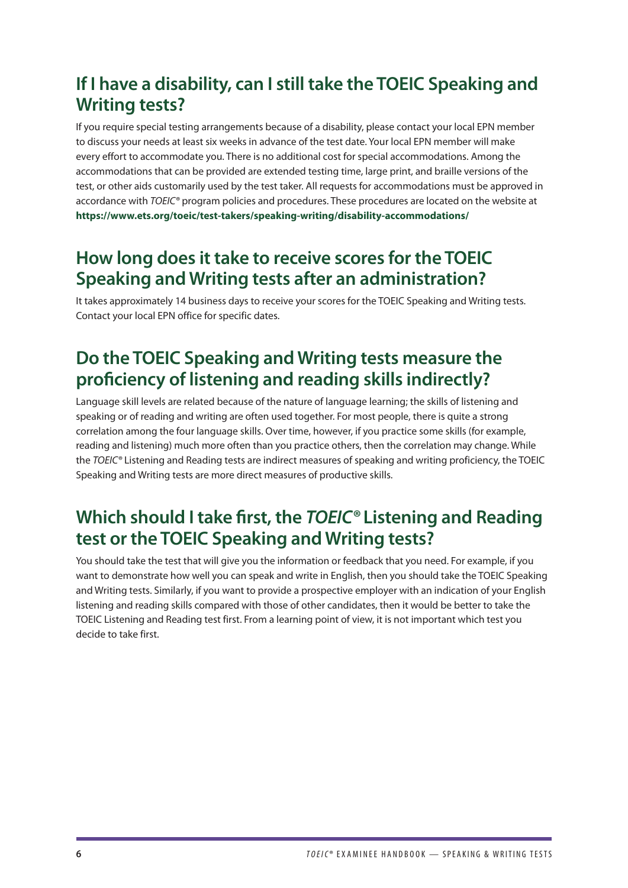## If I have a disability, can I still take the TOEIC Speaking and Writing tests?

If you require special testing arrangements because of a disability, please contact your local EPN member to discuss your needs at least six weeks in advance of the test date. Your local EPN member will make every effort to accommodate you. There is no additional cost for special accommodations. Among the accommodations that can be provided are extended testing time, large print, and braille versions of the test, or other aids customarily used by the test taker. All requests for accommodations must be approved in accordance with *TOEIC*® program policies and procedures. These procedures are located on the website at **https://www.ets.org/toeic/test-takers/speaking-writing/disability-accommodations/**

## How long does it take to receive scores for the TOEIC Speaking and Writing tests after an administration?

It takes approximately 14 business days to receive your scores for the TOEIC Speaking and Writing tests. Contact your local EPN office for specific dates.

## Do the TOEIC Speaking and Writing tests measure the proficiency of listening and reading skills indirectly?

Language skill levels are related because of the nature of language learning; the skills of listening and speaking or of reading and writing are often used together. For most people, there is quite a strong correlation among the four language skills. Over time, however, if you practice some skills (for example, reading and listening) much more often than you practice others, then the correlation may change. While the *TOEIC*® Listening and Reading tests are indirect measures of speaking and writing proficiency, the TOEIC Speaking and Writing tests are more direct measures of productive skills.

## Which should I take first, the *TOEIC*® Listening and Reading test or the TOEIC Speaking and Writing tests?

You should take the test that will give you the information or feedback that you need. For example, if you want to demonstrate how well you can speak and write in English, then you should take the TOEIC Speaking and Writing tests. Similarly, if you want to provide a prospective employer with an indication of your English listening and reading skills compared with those of other candidates, then it would be better to take the TOEIC Listening and Reading test first. From a learning point of view, it is not important which test you decide to take first.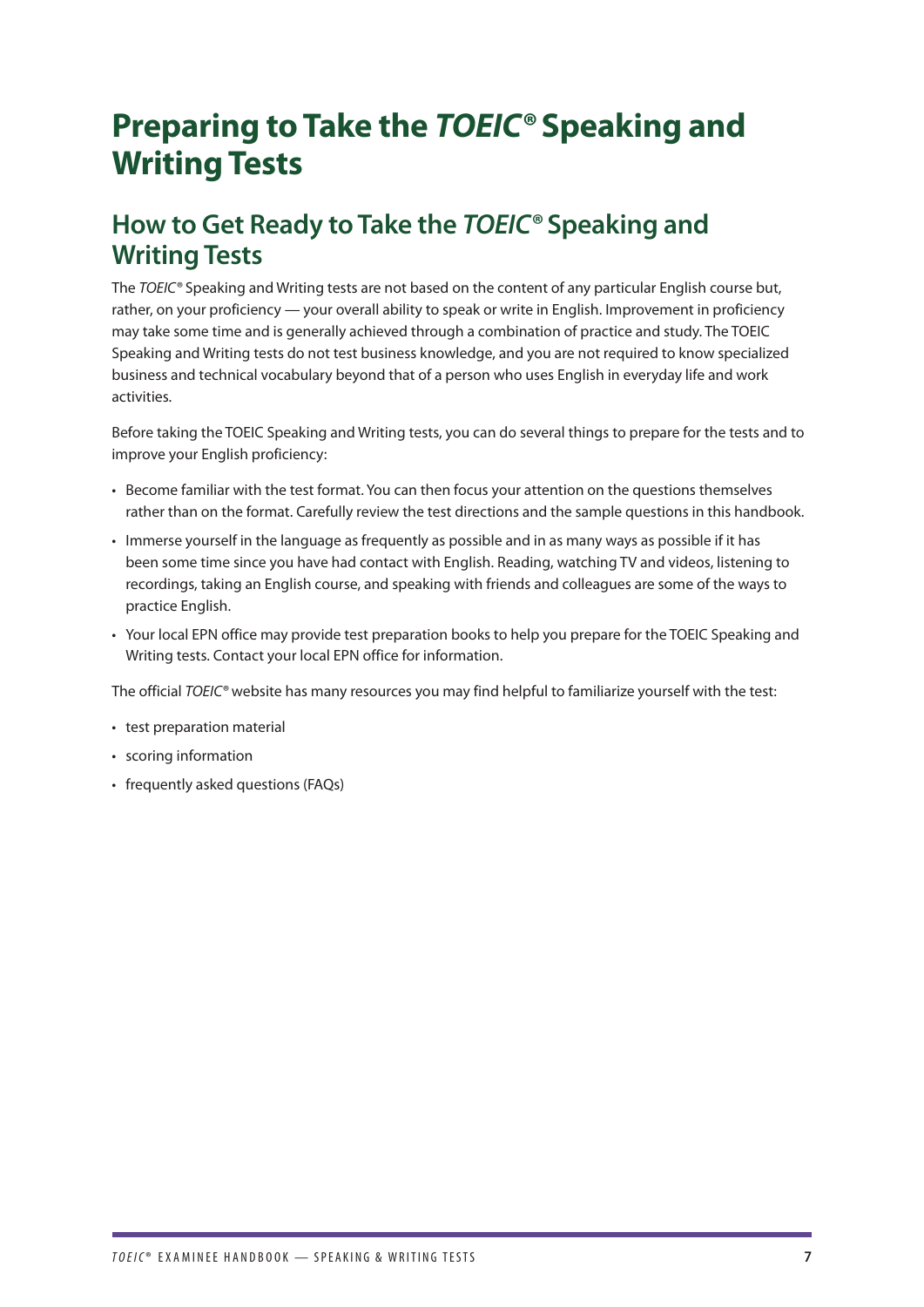# Preparing to Take the *TOEIC®* Speaking and Writing Tests

## How to Get Ready to Take the *TOEIC®* Speaking and Writing Tests

The *TOEIC®* Speaking and Writing tests are not based on the content of any particular English course but, rather, on your proficiency — your overall ability to speak or write in English. Improvement in proficiency may take some time and is generally achieved through a combination of practice and study. The TOEIC Speaking and Writing tests do not test business knowledge, and you are not required to know specialized business and technical vocabulary beyond that of a person who uses English in everyday life and work activities.

Before taking the TOEIC Speaking and Writing tests, you can do several things to prepare for the tests and to improve your English proficiency:

- Become familiar with the test format. You can then focus your attention on the questions themselves rather than on the format. Carefully review the test directions and the sample questions in this handbook.
- Immerse yourself in the language as frequently as possible and in as many ways as possible if it has been some time since you have had contact with English. Reading, watching TV and videos, listening to recordings, taking an English course, and speaking with friends and colleagues are some of the ways to practice English.
- Your local EPN office may provide test preparation books to help you prepare for the TOEIC Speaking and Writing tests. Contact your local EPN office for information.

The official *TOEIC®* website has many resources you may find helpful to familiarize yourself with the test:

- test preparation material
- scoring information
- frequently asked questions (FAQs)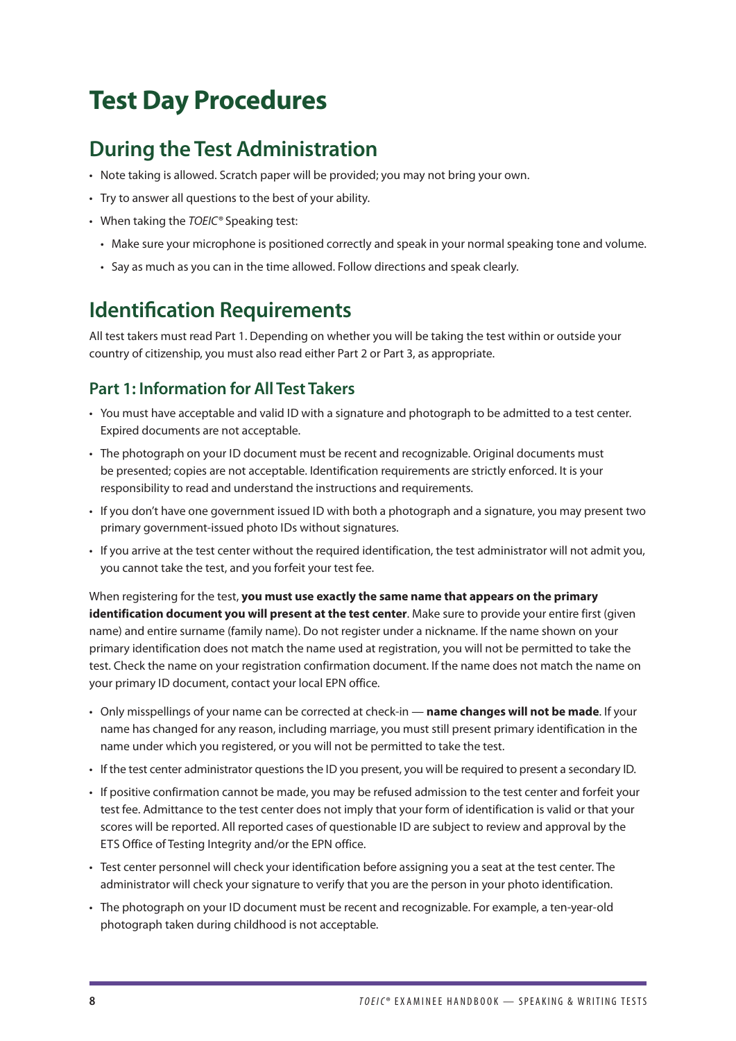# Test Day Procedures

## During the Test Administration

- Note taking is allowed. Scratch paper will be provided; you may not bring your own.
- Try to answer all questions to the best of your ability.
- When taking the *TOEIC®* Speaking test:
  - Make sure your microphone is positioned correctly and speak in your normal speaking tone and volume.
  - Say as much as you can in the time allowed. Follow directions and speak clearly.

## Identification Requirements

All test takers must read Part 1. Depending on whether you will be taking the test within or outside your country of citizenship, you must also read either Part 2 or Part 3, as appropriate.

### Part 1: Information for All Test Takers

- You must have acceptable and valid ID with a signature and photograph to be admitted to a test center. Expired documents are not acceptable.
- The photograph on your ID document must be recent and recognizable. Original documents must be presented; copies are not acceptable. Identification requirements are strictly enforced. It is your responsibility to read and understand the instructions and requirements.
- If you don't have one government issued ID with both a photograph and a signature, you may present two primary government-issued photo IDs without signatures.
- If you arrive at the test center without the required identification, the test administrator will not admit you, you cannot take the test, and you forfeit your test fee.

When registering for the test, **you must use exactly the same name that appears on the primary identification document you will present at the test center**. Make sure to provide your entire first (given name) and entire surname (family name). Do not register under a nickname. If the name shown on your primary identification does not match the name used at registration, you will not be permitted to take the test. Check the name on your registration confirmation document. If the name does not match the name on your primary ID document, contact your local EPN office.

- Only misspellings of your name can be corrected at check-in — **name changes will not be made**. If your name has changed for any reason, including marriage, you must still present primary identification in the name under which you registered, or you will not be permitted to take the test.
- If the test center administrator questions the ID you present, you will be required to present a secondary ID.
- If positive confirmation cannot be made, you may be refused admission to the test center and forfeit your test fee. Admittance to the test center does not imply that your form of identification is valid or that your scores will be reported. All reported cases of questionable ID are subject to review and approval by the ETS Office of Testing Integrity and/or the EPN office.
- Test center personnel will check your identification before assigning you a seat at the test center. The administrator will check your signature to verify that you are the person in your photo identification.
- The photograph on your ID document must be recent and recognizable. For example, a ten-year-old photograph taken during childhood is not acceptable.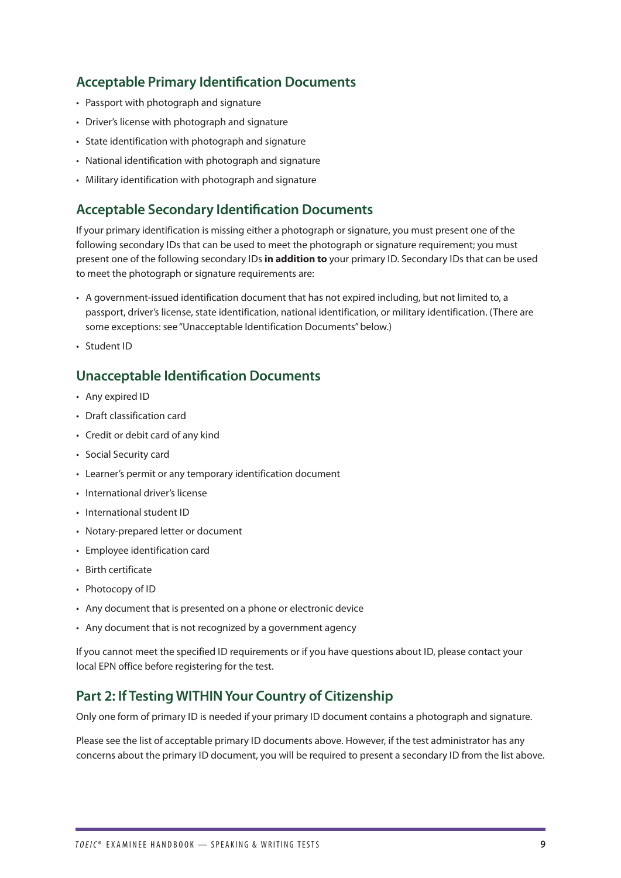## Acceptable Primary Identification Documents

- Passport with photograph and signature
- Driver's license with photograph and signature
- State identification with photograph and signature
- National identification with photograph and signature
- Military identification with photograph and signature

## Acceptable Secondary Identification Documents

If your primary identification is missing either a photograph or signature, you must present one of the following secondary IDs that can be used to meet the photograph or signature requirement; you must present one of the following secondary IDs **in addition to** your primary ID. Secondary IDs that can be used to meet the photograph or signature requirements are:

- A government-issued identification document that has not expired including, but not limited to, a passport, driver's license, state identification, national identification, or military identification. (There are some exceptions: see "Unacceptable Identification Documents" below.)
- Student ID

## Unacceptable Identification Documents

- Any expired ID
- Draft classification card
- Credit or debit card of any kind
- Social Security card
- Learner's permit or any temporary identification document
- International driver's license
- International student ID
- Notary-prepared letter or document
- Employee identification card
- Birth certificate
- Photocopy of ID
- Any document that is presented on a phone or electronic device
- Any document that is not recognized by a government agency

If you cannot meet the specified ID requirements or if you have questions about ID, please contact your local EPN office before registering for the test.

## Part 2: If Testing WITHIN Your Country of Citizenship

Only one form of primary ID is needed if your primary ID document contains a photograph and signature.

Please see the list of acceptable primary ID documents above. However, if the test administrator has any concerns about the primary ID document, you will be required to present a secondary ID from the list above.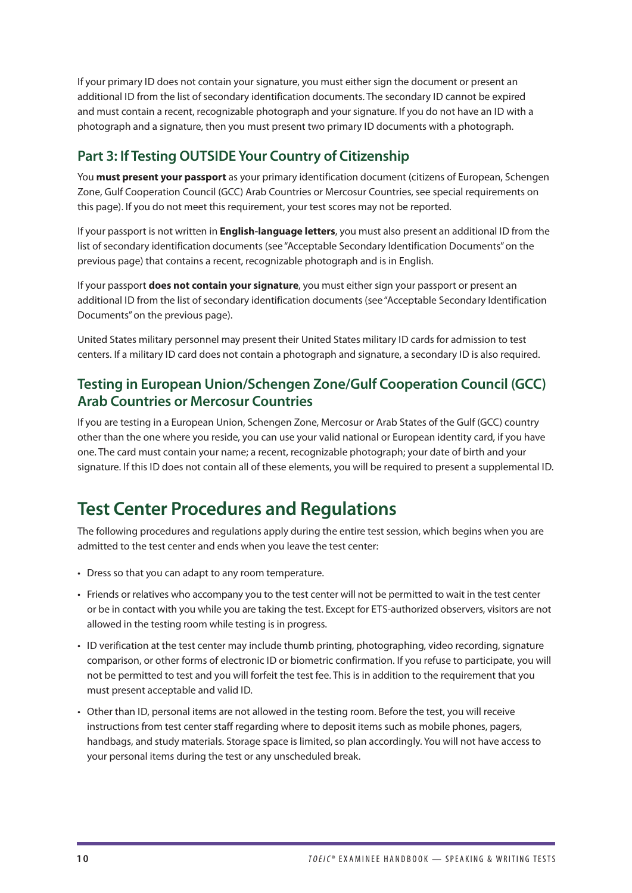If your primary ID does not contain your signature, you must either sign the document or present an additional ID from the list of secondary identification documents. The secondary ID cannot be expired and must contain a recent, recognizable photograph and your signature. If you do not have an ID with a photograph and a signature, then you must present two primary ID documents with a photograph.

### Part 3: If Testing OUTSIDE Your Country of Citizenship

You **must present your passport** as your primary identification document (citizens of European, Schengen Zone, Gulf Cooperation Council (GCC) Arab Countries or Mercosur Countries, see special requirements on this page). If you do not meet this requirement, your test scores may not be reported.

If your passport is not written in **English-language letters**, you must also present an additional ID from the list of secondary identification documents (see "Acceptable Secondary Identification Documents" on the previous page) that contains a recent, recognizable photograph and is in English.

If your passport **does not contain your signature**, you must either sign your passport or present an additional ID from the list of secondary identification documents (see "Acceptable Secondary Identification Documents" on the previous page).

United States military personnel may present their United States military ID cards for admission to test centers. If a military ID card does not contain a photograph and signature, a secondary ID is also required.

### Testing in European Union/Schengen Zone/Gulf Cooperation Council (GCC) Arab Countries or Mercosur Countries

If you are testing in a European Union, Schengen Zone, Mercosur or Arab States of the Gulf (GCC) country other than the one where you reside, you can use your valid national or European identity card, if you have one. The card must contain your name; a recent, recognizable photograph; your date of birth and your signature. If this ID does not contain all of these elements, you will be required to present a supplemental ID.

## Test Center Procedures and Regulations

The following procedures and regulations apply during the entire test session, which begins when you are admitted to the test center and ends when you leave the test center:

- Dress so that you can adapt to any room temperature.
- Friends or relatives who accompany you to the test center will not be permitted to wait in the test center or be in contact with you while you are taking the test. Except for ETS-authorized observers, visitors are not allowed in the testing room while testing is in progress.
- ID verification at the test center may include thumb printing, photographing, video recording, signature comparison, or other forms of electronic ID or biometric confirmation. If you refuse to participate, you will not be permitted to test and you will forfeit the test fee. This is in addition to the requirement that you must present acceptable and valid ID.
- Other than ID, personal items are not allowed in the testing room. Before the test, you will receive instructions from test center staff regarding where to deposit items such as mobile phones, pagers, handbags, and study materials. Storage space is limited, so plan accordingly. You will not have access to your personal items during the test or any unscheduled break.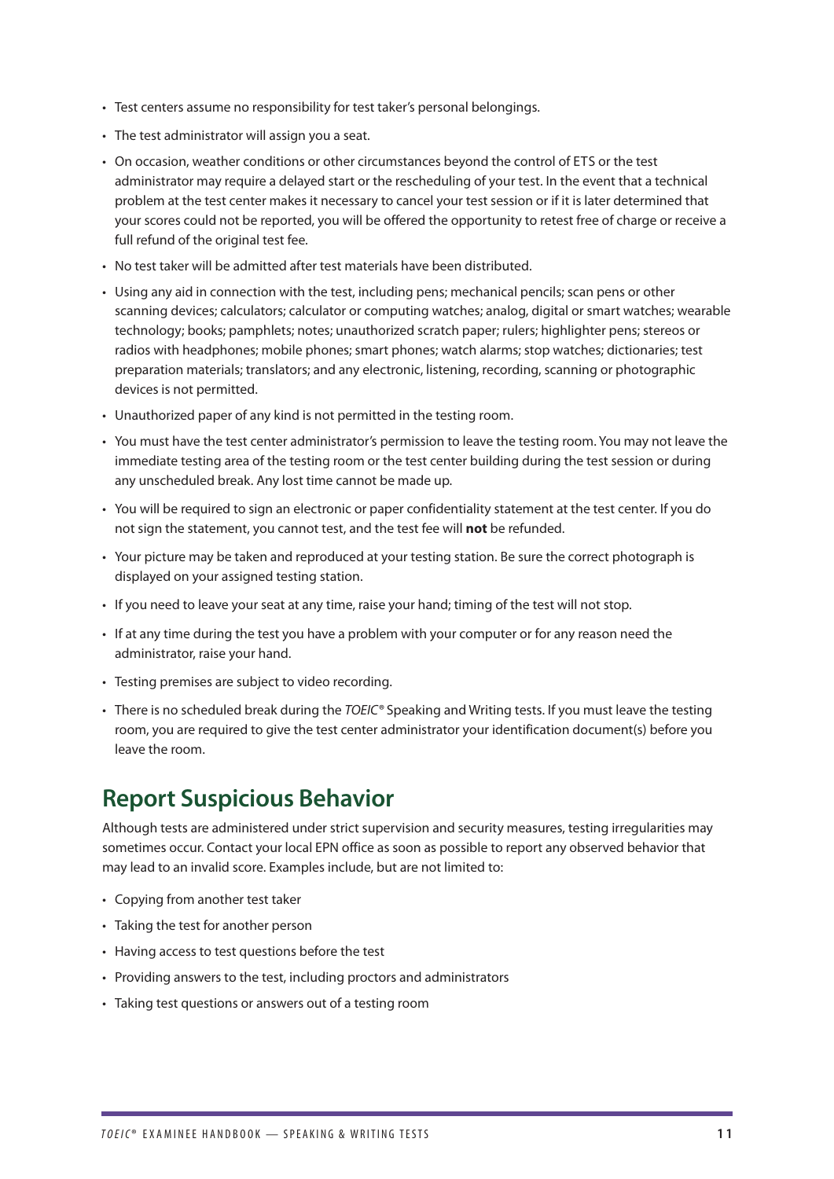- Test centers assume no responsibility for test taker's personal belongings.
- The test administrator will assign you a seat.
- On occasion, weather conditions or other circumstances beyond the control of ETS or the test administrator may require a delayed start or the rescheduling of your test. In the event that a technical problem at the test center makes it necessary to cancel your test session or if it is later determined that your scores could not be reported, you will be offered the opportunity to retest free of charge or receive a full refund of the original test fee.
- No test taker will be admitted after test materials have been distributed.
- Using any aid in connection with the test, including pens; mechanical pencils; scan pens or other scanning devices; calculators; calculator or computing watches; analog, digital or smart watches; wearable technology; books; pamphlets; notes; unauthorized scratch paper; rulers; highlighter pens; stereos or radios with headphones; mobile phones; smart phones; watch alarms; stop watches; dictionaries; test preparation materials; translators; and any electronic, listening, recording, scanning or photographic devices is not permitted.
- Unauthorized paper of any kind is not permitted in the testing room.
- You must have the test center administrator's permission to leave the testing room. You may not leave the immediate testing area of the testing room or the test center building during the test session or during any unscheduled break. Any lost time cannot be made up.
- You will be required to sign an electronic or paper confidentiality statement at the test center. If you do not sign the statement, you cannot test, and the test fee will **not** be refunded.
- Your picture may be taken and reproduced at your testing station. Be sure the correct photograph is displayed on your assigned testing station.
- If you need to leave your seat at any time, raise your hand; timing of the test will not stop.
- If at any time during the test you have a problem with your computer or for any reason need the administrator, raise your hand.
- Testing premises are subject to video recording.
- There is no scheduled break during the *TOEIC®* Speaking and Writing tests. If you must leave the testing room, you are required to give the test center administrator your identification document(s) before you leave the room.

## Report Suspicious Behavior

Although tests are administered under strict supervision and security measures, testing irregularities may sometimes occur. Contact your local EPN office as soon as possible to report any observed behavior that may lead to an invalid score. Examples include, but are not limited to:

- Copying from another test taker
- Taking the test for another person
- Having access to test questions before the test
- Providing answers to the test, including proctors and administrators
- Taking test questions or answers out of a testing room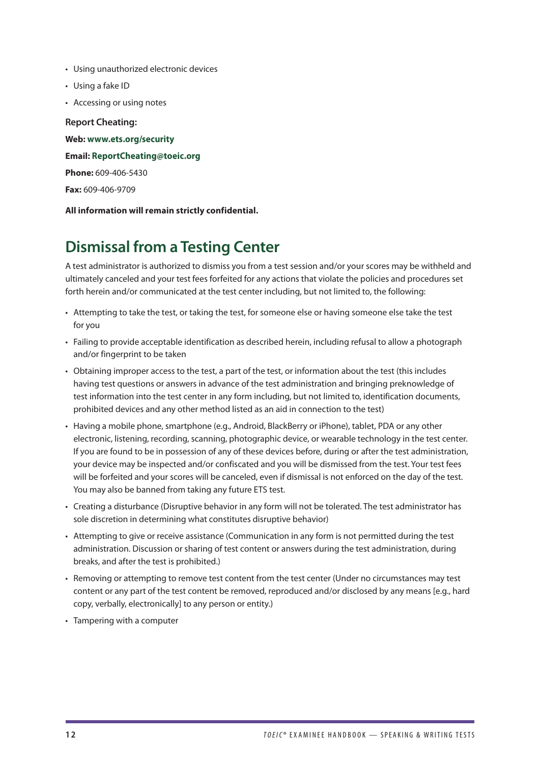- Using unauthorized electronic devices
- Using a fake ID
- Accessing or using notes

**Report Cheating:**

**Web:** **www.ets.org/security**

**Email:** **ReportCheating@toeic.org**

**Phone:** 609-406-5430

**Fax:** 609-406-9709

**All information will remain strictly confidential.**

## Dismissal from a Testing Center

A test administrator is authorized to dismiss you from a test session and/or your scores may be withheld and ultimately canceled and your test fees forfeited for any actions that violate the policies and procedures set forth herein and/or communicated at the test center including, but not limited to, the following:

- Attempting to take the test, or taking the test, for someone else or having someone else take the test for you
- Failing to provide acceptable identification as described herein, including refusal to allow a photograph and/or fingerprint to be taken
- Obtaining improper access to the test, a part of the test, or information about the test (this includes having test questions or answers in advance of the test administration and bringing preknowledge of test information into the test center in any form including, but not limited to, identification documents, prohibited devices and any other method listed as an aid in connection to the test)
- Having a mobile phone, smartphone (e.g., Android, BlackBerry or iPhone), tablet, PDA or any other electronic, listening, recording, scanning, photographic device, or wearable technology in the test center. If you are found to be in possession of any of these devices before, during or after the test administration, your device may be inspected and/or confiscated and you will be dismissed from the test. Your test fees will be forfeited and your scores will be canceled, even if dismissal is not enforced on the day of the test. You may also be banned from taking any future ETS test.
- Creating a disturbance (Disruptive behavior in any form will not be tolerated. The test administrator has sole discretion in determining what constitutes disruptive behavior)
- Attempting to give or receive assistance (Communication in any form is not permitted during the test administration. Discussion or sharing of test content or answers during the test administration, during breaks, and after the test is prohibited.)
- Removing or attempting to remove test content from the test center (Under no circumstances may test content or any part of the test content be removed, reproduced and/or disclosed by any means [e.g., hard copy, verbally, electronically] to any person or entity.)
- Tampering with a computer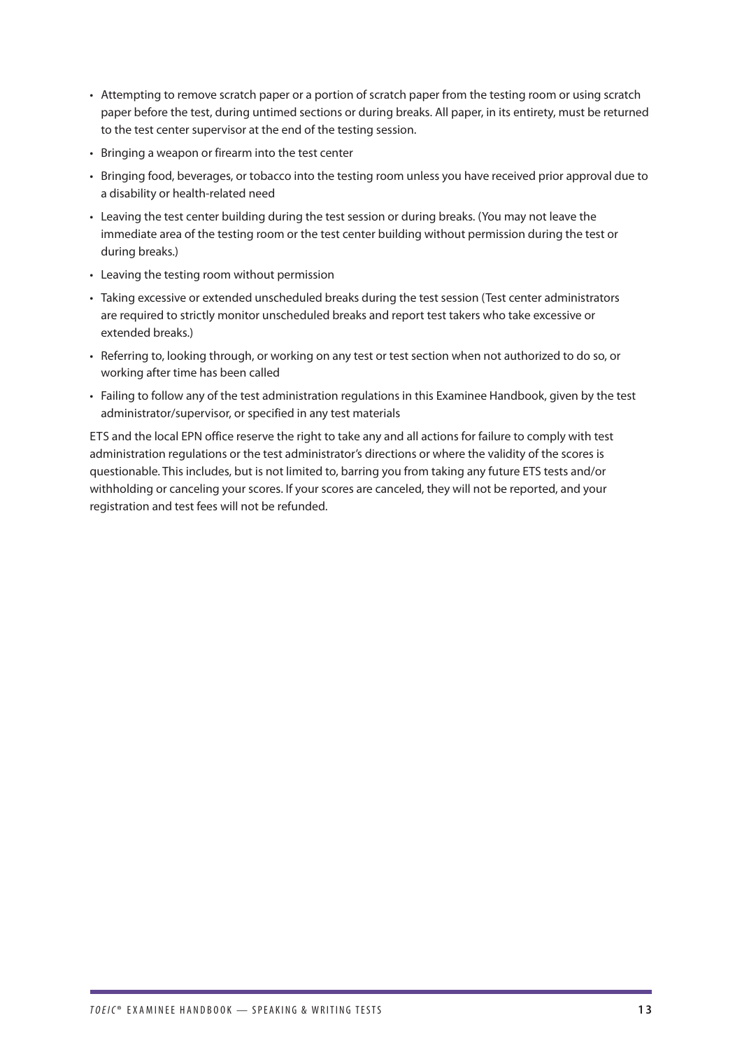- Attempting to remove scratch paper or a portion of scratch paper from the testing room or using scratch paper before the test, during untimed sections or during breaks. All paper, in its entirety, must be returned to the test center supervisor at the end of the testing session.
- Bringing a weapon or firearm into the test center
- Bringing food, beverages, or tobacco into the testing room unless you have received prior approval due to a disability or health-related need
- Leaving the test center building during the test session or during breaks. (You may not leave the immediate area of the testing room or the test center building without permission during the test or during breaks.)
- Leaving the testing room without permission
- Taking excessive or extended unscheduled breaks during the test session (Test center administrators are required to strictly monitor unscheduled breaks and report test takers who take excessive or extended breaks.)
- Referring to, looking through, or working on any test or test section when not authorized to do so, or working after time has been called
- Failing to follow any of the test administration regulations in this Examinee Handbook, given by the test administrator/supervisor, or specified in any test materials

ETS and the local EPN office reserve the right to take any and all actions for failure to comply with test administration regulations or the test administrator's directions or where the validity of the scores is questionable. This includes, but is not limited to, barring you from taking any future ETS tests and/or withholding or canceling your scores. If your scores are canceled, they will not be reported, and your registration and test fees will not be refunded.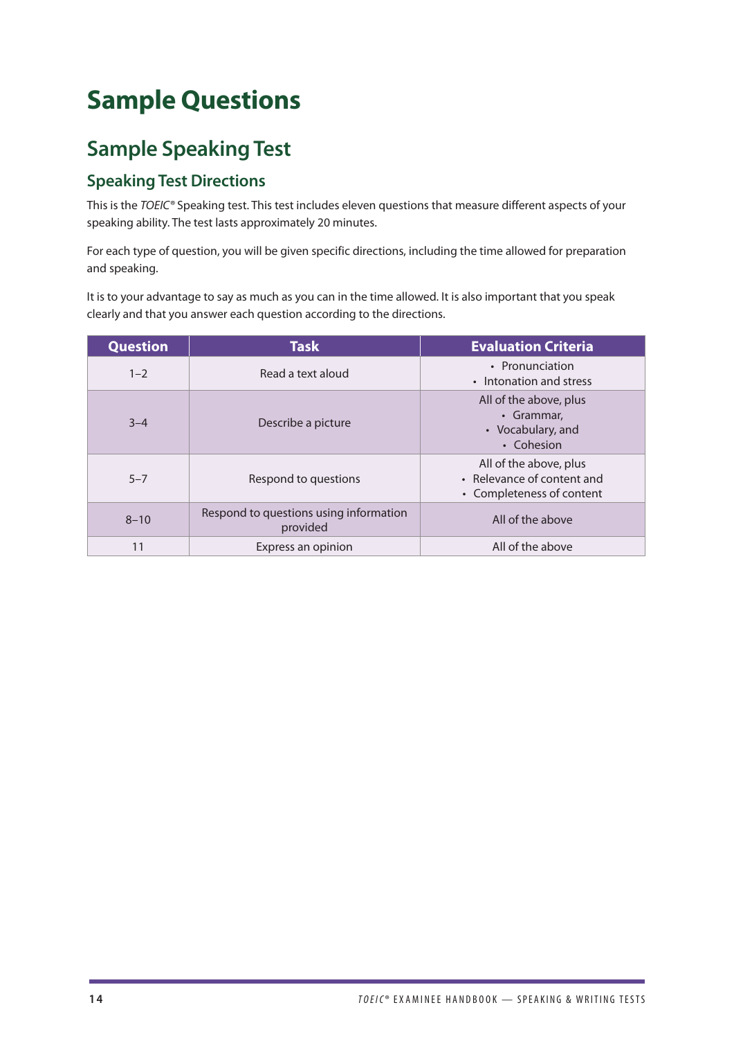# Sample Questions

## Sample Speaking Test

### Speaking Test Directions

This is the *TOEIC*® Speaking test. This test includes eleven questions that measure different aspects of your speaking ability. The test lasts approximately 20 minutes.

For each type of question, you will be given specific directions, including the time allowed for preparation and speaking.

It is to your advantage to say as much as you can in the time allowed. It is also important that you speak clearly and that you answer each question according to the directions.

| Question | Task | Evaluation Criteria |
|---|---|---|
| 1–2 | Read a text aloud | • Pronunciation<br>• Intonation and stress |
| 3–4 | Describe a picture | All of the above, plus<br>• Grammar,<br>• Vocabulary, and<br>• Cohesion |
| 5–7 | Respond to questions | All of the above, plus<br>• Relevance of content and<br>• Completeness of content |
| 8–10 | Respond to questions using information provided | All of the above |
| 11 | Express an opinion | All of the above |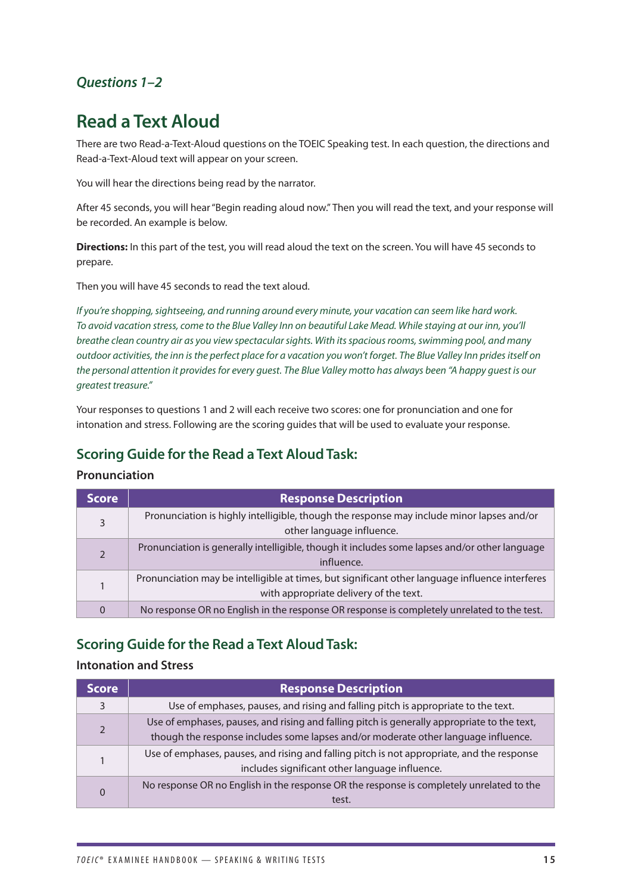### *Questions 1–2*

## Read a Text Aloud

There are two Read-a-Text-Aloud questions on the TOEIC Speaking test. In each question, the directions and Read-a-Text-Aloud text will appear on your screen.

You will hear the directions being read by the narrator.

After 45 seconds, you will hear "Begin reading aloud now." Then you will read the text, and your response will be recorded. An example is below.

**Directions:** In this part of the test, you will read aloud the text on the screen. You will have 45 seconds to prepare.

Then you will have 45 seconds to read the text aloud.

*If you're shopping, sightseeing, and running around every minute, your vacation can seem like hard work. To avoid vacation stress, come to the Blue Valley Inn on beautiful Lake Mead. While staying at our inn, you'll breathe clean country air as you view spectacular sights. With its spacious rooms, swimming pool, and many outdoor activities, the inn is the perfect place for a vacation you won't forget. The Blue Valley Inn prides itself on the personal attention it provides for every guest. The Blue Valley motto has always been "A happy guest is our greatest treasure."*

Your responses to questions 1 and 2 will each receive two scores: one for pronunciation and one for intonation and stress. Following are the scoring guides that will be used to evaluate your response.

### Scoring Guide for the Read a Text Aloud Task:

**Pronunciation**

| Score | Response Description |
|---|---|
| 3 | Pronunciation is highly intelligible, though the response may include minor lapses and/or other language influence. |
| 2 | Pronunciation is generally intelligible, though it includes some lapses and/or other language influence. |
| 1 | Pronunciation may be intelligible at times, but significant other language influence interferes with appropriate delivery of the text. |
| 0 | No response OR no English in the response OR response is completely unrelated to the test. |

### Scoring Guide for the Read a Text Aloud Task:

**Intonation and Stress**

| Score | Response Description |
|---|---|
| 3 | Use of emphases, pauses, and rising and falling pitch is appropriate to the text. |
| 2 | Use of emphases, pauses, and rising and falling pitch is generally appropriate to the text, though the response includes some lapses and/or moderate other language influence. |
| 1 | Use of emphases, pauses, and rising and falling pitch is not appropriate, and the response includes significant other language influence. |
| 0 | No response OR no English in the response OR the response is completely unrelated to the test. |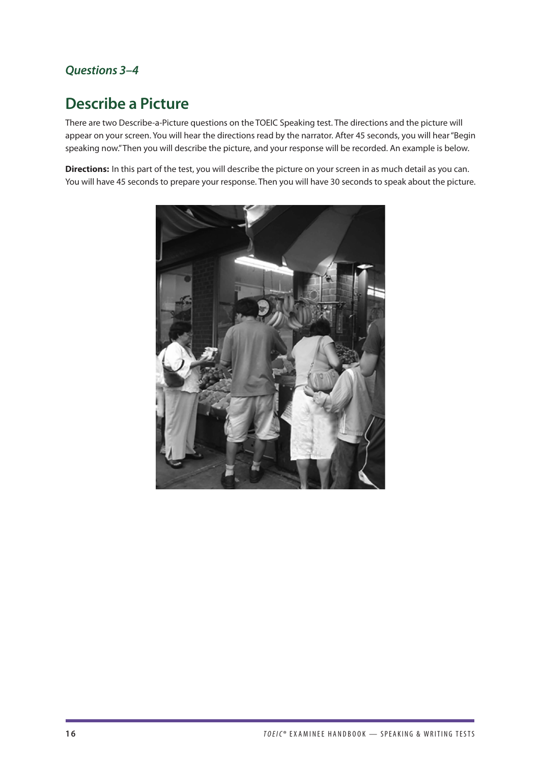## *Questions 3–4*

# Describe a Picture

There are two Describe-a-Picture questions on the TOEIC Speaking test. The directions and the picture will appear on your screen. You will hear the directions read by the narrator. After 45 seconds, you will hear "Begin speaking now." Then you will describe the picture, and your response will be recorded. An example is below.

**Directions:** In this part of the test, you will describe the picture on your screen in as much detail as you can. You will have 45 seconds to prepare your response. Then you will have 30 seconds to speak about the picture.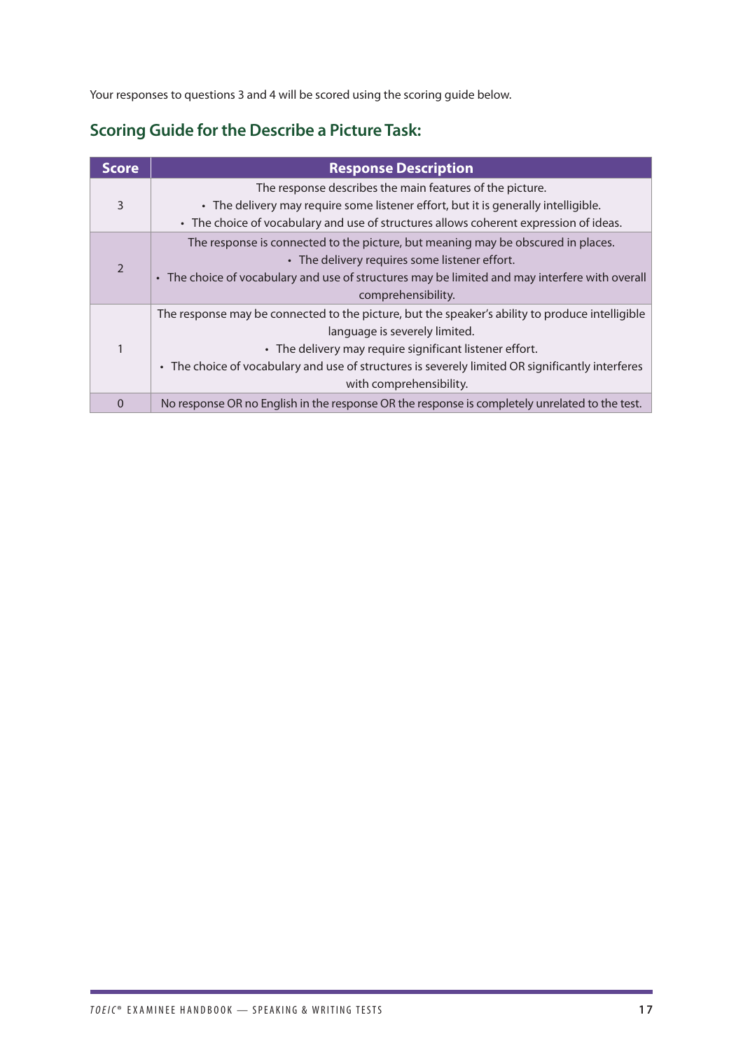Your responses to questions 3 and 4 will be scored using the scoring guide below.

## Scoring Guide for the Describe a Picture Task:

| Score | Response Description |
|---|---|
| 3 | The response describes the main features of the picture.<br>• The delivery may require some listener effort, but it is generally intelligible.<br>• The choice of vocabulary and use of structures allows coherent expression of ideas. |
| 2 | The response is connected to the picture, but meaning may be obscured in places.<br>• The delivery requires some listener effort.<br>• The choice of vocabulary and use of structures may be limited and may interfere with overall comprehensibility. |
| 1 | The response may be connected to the picture, but the speaker's ability to produce intelligible language is severely limited.<br>• The delivery may require significant listener effort.<br>• The choice of vocabulary and use of structures is severely limited OR significantly interferes with comprehensibility. |
| 0 | No response OR no English in the response OR the response is completely unrelated to the test. |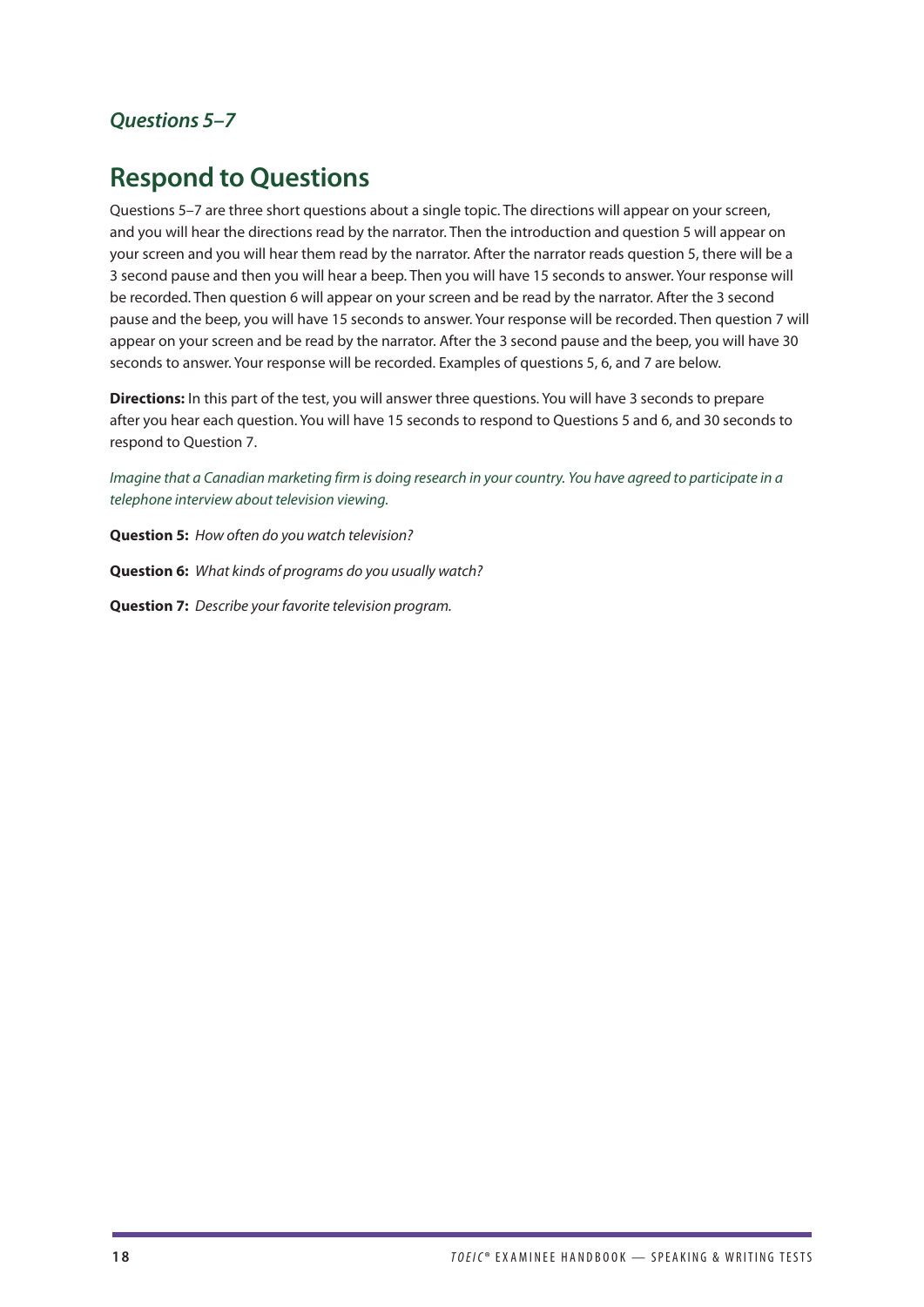### *Questions 5–7*

## Respond to Questions

Questions 5–7 are three short questions about a single topic. The directions will appear on your screen, and you will hear the directions read by the narrator. Then the introduction and question 5 will appear on your screen and you will hear them read by the narrator. After the narrator reads question 5, there will be a 3 second pause and then you will hear a beep. Then you will have 15 seconds to answer. Your response will be recorded. Then question 6 will appear on your screen and be read by the narrator. After the 3 second pause and the beep, you will have 15 seconds to answer. Your response will be recorded. Then question 7 will appear on your screen and be read by the narrator. After the 3 second pause and the beep, you will have 30 seconds to answer. Your response will be recorded. Examples of questions 5, 6, and 7 are below.

**Directions:** In this part of the test, you will answer three questions. You will have 3 seconds to prepare after you hear each question. You will have 15 seconds to respond to Questions 5 and 6, and 30 seconds to respond to Question 7.

*Imagine that a Canadian marketing firm is doing research in your country. You have agreed to participate in a telephone interview about television viewing.*

**Question 5:** *How often do you watch television?*

**Question 6:** *What kinds of programs do you usually watch?*

**Question 7:** *Describe your favorite television program.*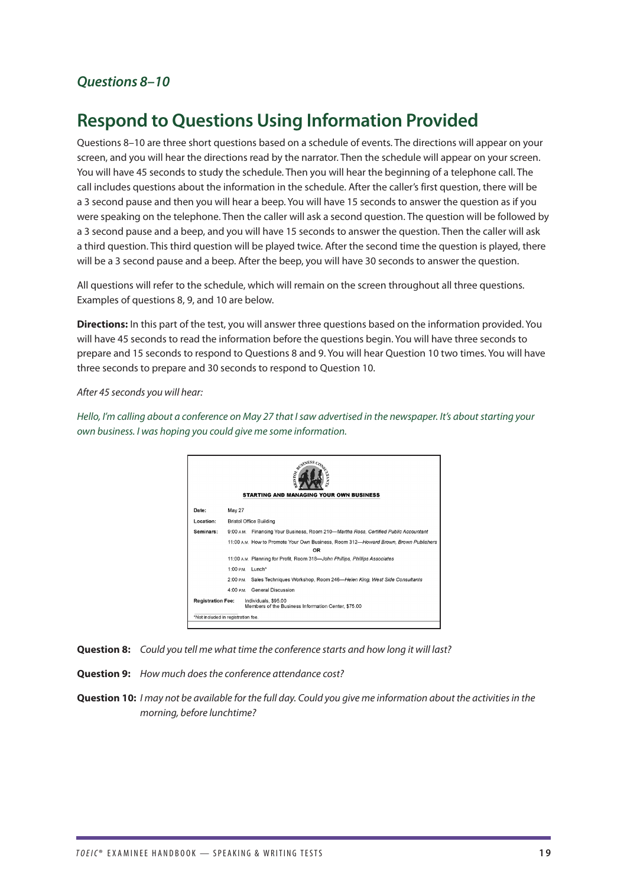### *Questions 8–10*

## Respond to Questions Using Information Provided

Questions 8–10 are three short questions based on a schedule of events. The directions will appear on your screen, and you will hear the directions read by the narrator. Then the schedule will appear on your screen. You will have 45 seconds to study the schedule. Then you will hear the beginning of a telephone call. The call includes questions about the information in the schedule. After the caller's first question, there will be a 3 second pause and then you will hear a beep. You will have 15 seconds to answer the question as if you were speaking on the telephone. Then the caller will ask a second question. The question will be followed by a 3 second pause and a beep, and you will have 15 seconds to answer the question. Then the caller will ask a third question. This third question will be played twice. After the second time the question is played, there will be a 3 second pause and a beep. After the beep, you will have 30 seconds to answer the question.

All questions will refer to the schedule, which will remain on the screen throughout all three questions. Examples of questions 8, 9, and 10 are below.

**Directions:** In this part of the test, you will answer three questions based on the information provided. You will have 45 seconds to read the information before the questions begin. You will have three seconds to prepare and 15 seconds to respond to Questions 8 and 9. You will hear Question 10 two times. You will have three seconds to prepare and 30 seconds to respond to Question 10.

*After 45 seconds you will hear:*

*Hello, I'm calling about a conference on May 27 that I saw advertised in the newspaper. It's about starting your own business. I was hoping you could give me some information.*

BRISTOL BUSINESS CONSULTANTS

**STARTING AND MANAGING YOUR OWN BUSINESS**

| | | |
|---|---|---|
| **Date:** | May 27 | |
| **Location:** | Bristol Office Building | |
| **Seminars:** | 9:00 A.M. | Financing Your Business, Room 210—*Martha Ross, Certified Public Accountant* |
| | 11:00 A.M. | How to Promote Your Own Business, Room 312—*Howard Brown, Brown Publishers* |
| | | **OR** |
| | 11:00 A.M. | Planning for Profit, Room 318—*John Phillips, Phillips Associates* |
| | 1:00 P.M. | Lunch* |
| | 2:00 P.M. | Sales Techniques Workshop, Room 246—*Helen King, West Side Consultants* |
| | 4:00 P.M. | General Discussion |
| **Registration Fee:** | Individuals, $95.00<br>Members of the Business Information Center, $75.00 | |

*Not included in registration fee.

**Question 8:** *Could you tell me what time the conference starts and how long it will last?*

**Question 9:** *How much does the conference attendance cost?*

**Question 10:** *I may not be available for the full day. Could you give me information about the activities in the morning, before lunchtime?*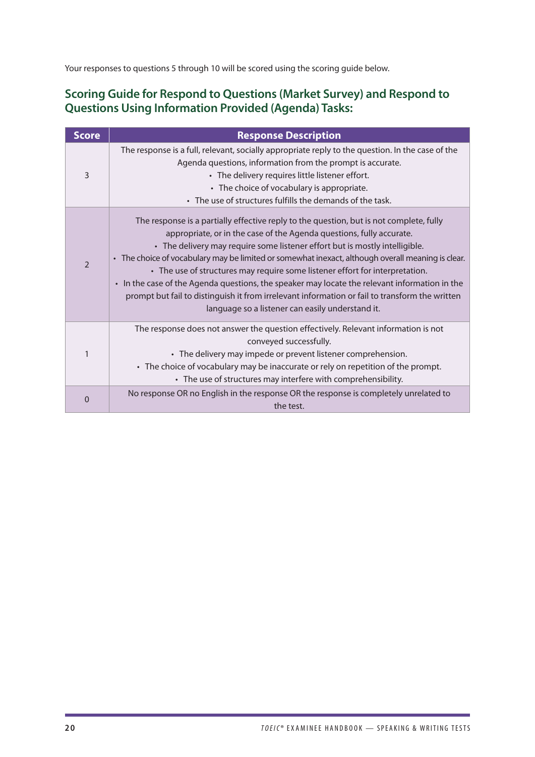Your responses to questions 5 through 10 will be scored using the scoring guide below.

## Scoring Guide for Respond to Questions (Market Survey) and Respond to Questions Using Information Provided (Agenda) Tasks:

| Score | Response Description |
|---|---|
| 3 | The response is a full, relevant, socially appropriate reply to the question. In the case of the Agenda questions, information from the prompt is accurate. <br>• The delivery requires little listener effort. <br>• The choice of vocabulary is appropriate. <br>• The use of structures fulfills the demands of the task. |
| 2 | The response is a partially effective reply to the question, but is not complete, fully appropriate, or in the case of the Agenda questions, fully accurate. <br>• The delivery may require some listener effort but is mostly intelligible. <br>• The choice of vocabulary may be limited or somewhat inexact, although overall meaning is clear. <br>• The use of structures may require some listener effort for interpretation. <br>• In the case of the Agenda questions, the speaker may locate the relevant information in the prompt but fail to distinguish it from irrelevant information or fail to transform the written language so a listener can easily understand it. |
| 1 | The response does not answer the question effectively. Relevant information is not conveyed successfully. <br>• The delivery may impede or prevent listener comprehension. <br>• The choice of vocabulary may be inaccurate or rely on repetition of the prompt. <br>• The use of structures may interfere with comprehensibility. |
| 0 | No response OR no English in the response OR the response is completely unrelated to the test. |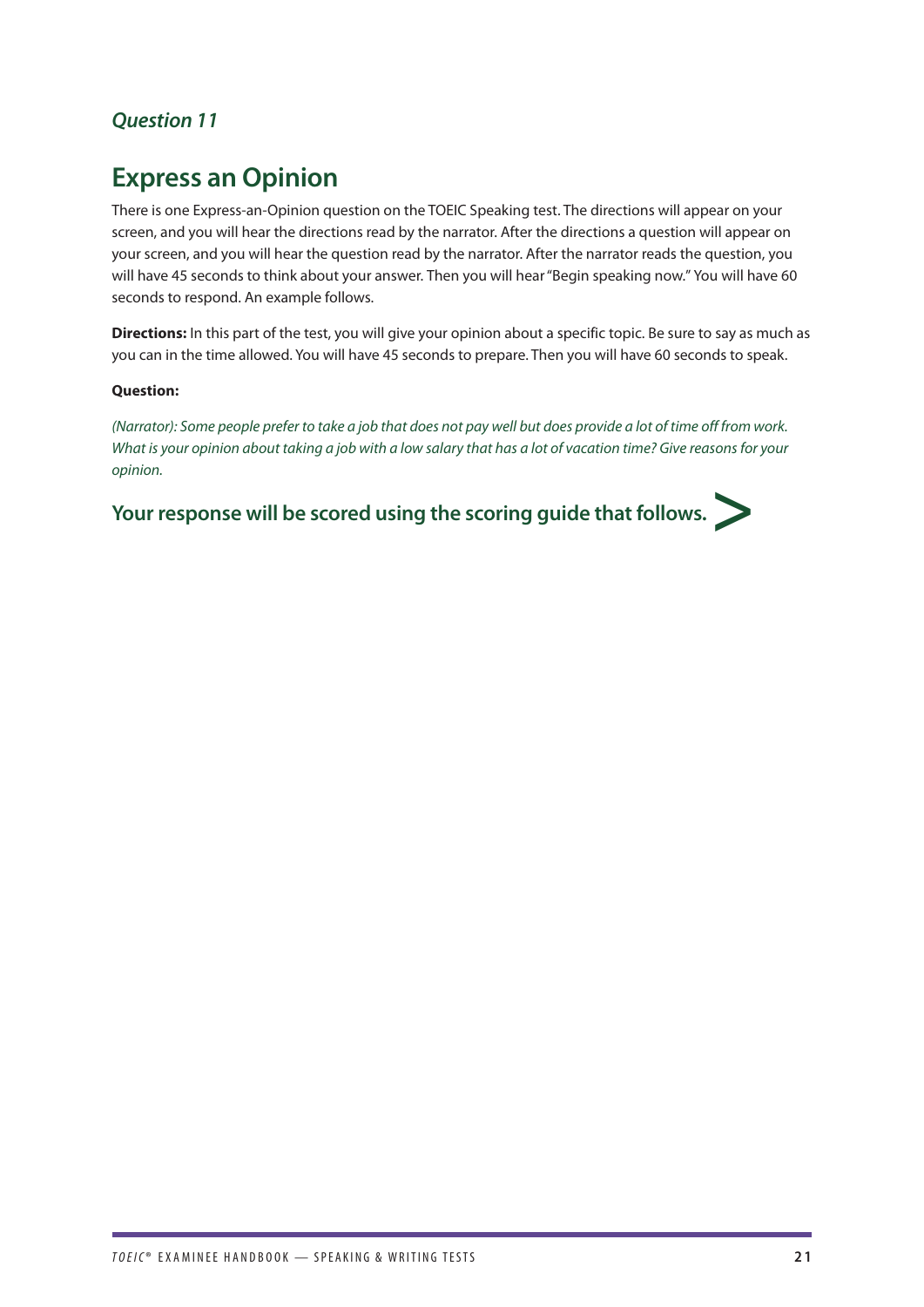### *Question 11*

## Express an Opinion

There is one Express-an-Opinion question on the TOEIC Speaking test. The directions will appear on your screen, and you will hear the directions read by the narrator. After the directions a question will appear on your screen, and you will hear the question read by the narrator. After the narrator reads the question, you will have 45 seconds to think about your answer. Then you will hear "Begin speaking now." You will have 60 seconds to respond. An example follows.

**Directions:** In this part of the test, you will give your opinion about a specific topic. Be sure to say as much as you can in the time allowed. You will have 45 seconds to prepare. Then you will have 60 seconds to speak.

**Question:**

*(Narrator): Some people prefer to take a job that does not pay well but does provide a lot of time off from work. What is your opinion about taking a job with a low salary that has a lot of vacation time? Give reasons for your opinion.*

**Your response will be scored using the scoring guide that follows. >**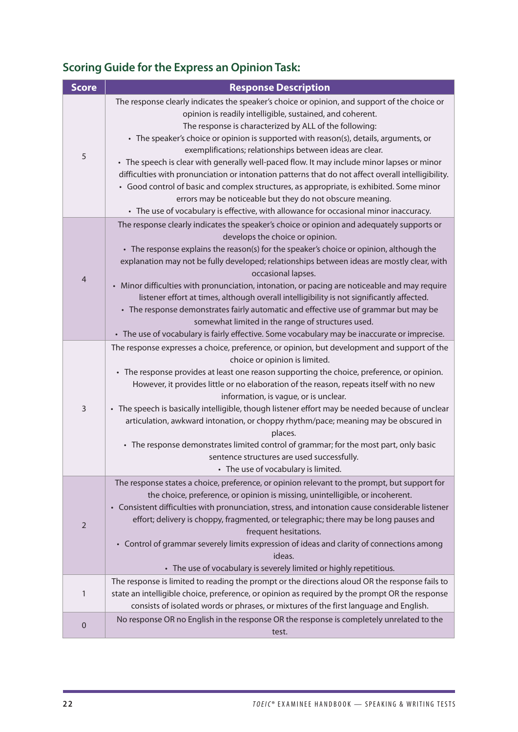## Scoring Guide for the Express an Opinion Task:

| Score | Response Description |
| --- | --- |
| 5 | The response clearly indicates the speaker's choice or opinion, and support of the choice or opinion is readily intelligible, sustained, and coherent.<br>The response is characterized by ALL of the following:<br>• The speaker's choice or opinion is supported with reason(s), details, arguments, or exemplifications; relationships between ideas are clear.<br>• The speech is clear with generally well-paced flow. It may include minor lapses or minor difficulties with pronunciation or intonation patterns that do not affect overall intelligibility.<br>• Good control of basic and complex structures, as appropriate, is exhibited. Some minor errors may be noticeable but they do not obscure meaning.<br>• The use of vocabulary is effective, with allowance for occasional minor inaccuracy. |
| 4 | The response clearly indicates the speaker's choice or opinion and adequately supports or develops the choice or opinion.<br>• The response explains the reason(s) for the speaker's choice or opinion, although the explanation may not be fully developed; relationships between ideas are mostly clear, with occasional lapses.<br>• Minor difficulties with pronunciation, intonation, or pacing are noticeable and may require listener effort at times, although overall intelligibility is not significantly affected.<br>• The response demonstrates fairly automatic and effective use of grammar but may be somewhat limited in the range of structures used.<br>• The use of vocabulary is fairly effective. Some vocabulary may be inaccurate or imprecise. |
| 3 | The response expresses a choice, preference, or opinion, but development and support of the choice or opinion is limited.<br>• The response provides at least one reason supporting the choice, preference, or opinion. However, it provides little or no elaboration of the reason, repeats itself with no new information, is vague, or is unclear.<br>• The speech is basically intelligible, though listener effort may be needed because of unclear articulation, awkward intonation, or choppy rhythm/pace; meaning may be obscured in places.<br>• The response demonstrates limited control of grammar; for the most part, only basic sentence structures are used successfully.<br>• The use of vocabulary is limited. |
| 2 | The response states a choice, preference, or opinion relevant to the prompt, but support for the choice, preference, or opinion is missing, unintelligible, or incoherent.<br>• Consistent difficulties with pronunciation, stress, and intonation cause considerable listener effort; delivery is choppy, fragmented, or telegraphic; there may be long pauses and frequent hesitations.<br>• Control of grammar severely limits expression of ideas and clarity of connections among ideas.<br>• The use of vocabulary is severely limited or highly repetitious. |
| 1 | The response is limited to reading the prompt or the directions aloud OR the response fails to state an intelligible choice, preference, or opinion as required by the prompt OR the response consists of isolated words or phrases, or mixtures of the first language and English. |
| 0 | No response OR no English in the response OR the response is completely unrelated to the test. |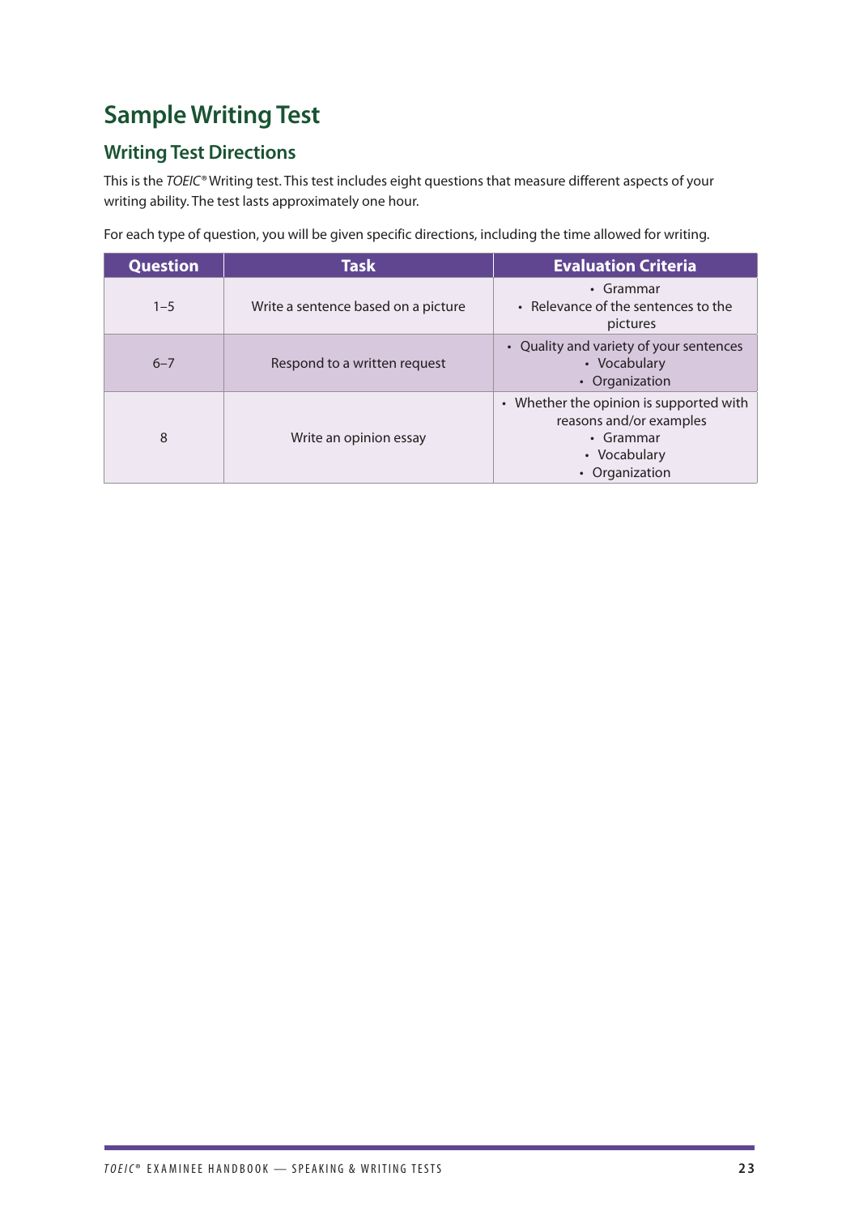# Sample Writing Test

## Writing Test Directions

This is the *TOEIC®* Writing test. This test includes eight questions that measure different aspects of your writing ability. The test lasts approximately one hour.

For each type of question, you will be given specific directions, including the time allowed for writing.

| Question | Task | Evaluation Criteria |
|---|---|---|
| 1–5 | Write a sentence based on a picture | • Grammar<br>• Relevance of the sentences to the pictures |
| 6–7 | Respond to a written request | • Quality and variety of your sentences<br>• Vocabulary<br>• Organization |
| 8 | Write an opinion essay | • Whether the opinion is supported with reasons and/or examples<br>• Grammar<br>• Vocabulary<br>• Organization |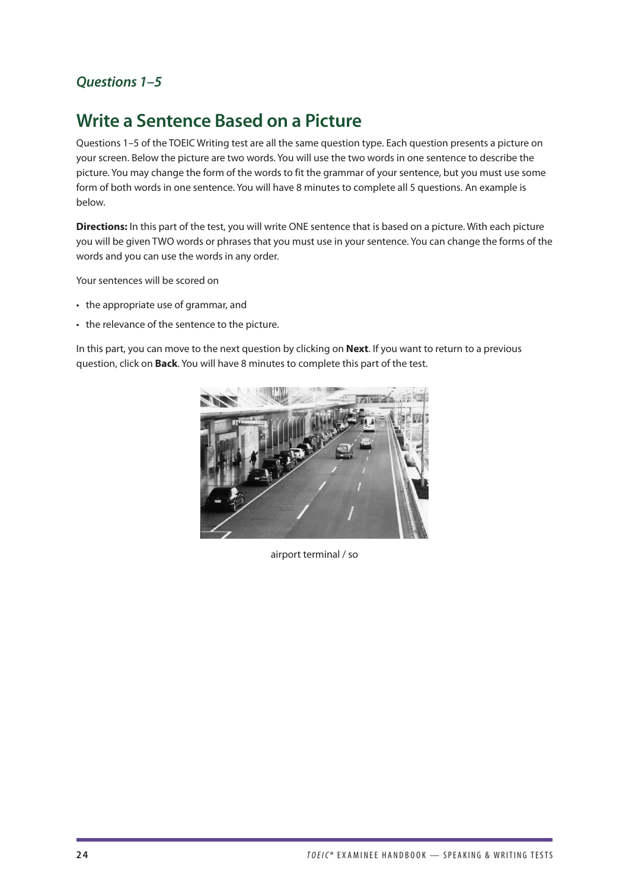### *Questions 1–5*

## Write a Sentence Based on a Picture

Questions 1–5 of the TOEIC Writing test are all the same question type. Each question presents a picture on your screen. Below the picture are two words. You will use the two words in one sentence to describe the picture. You may change the form of the words to fit the grammar of your sentence, but you must use some form of both words in one sentence. You will have 8 minutes to complete all 5 questions. An example is below.

**Directions:** In this part of the test, you will write ONE sentence that is based on a picture. With each picture you will be given TWO words or phrases that you must use in your sentence. You can change the forms of the words and you can use the words in any order.

Your sentences will be scored on

- the appropriate use of grammar, and
- the relevance of the sentence to the picture.

In this part, you can move to the next question by clicking on **Next**. If you want to return to a previous question, click on **Back**. You will have 8 minutes to complete this part of the test.

airport terminal / so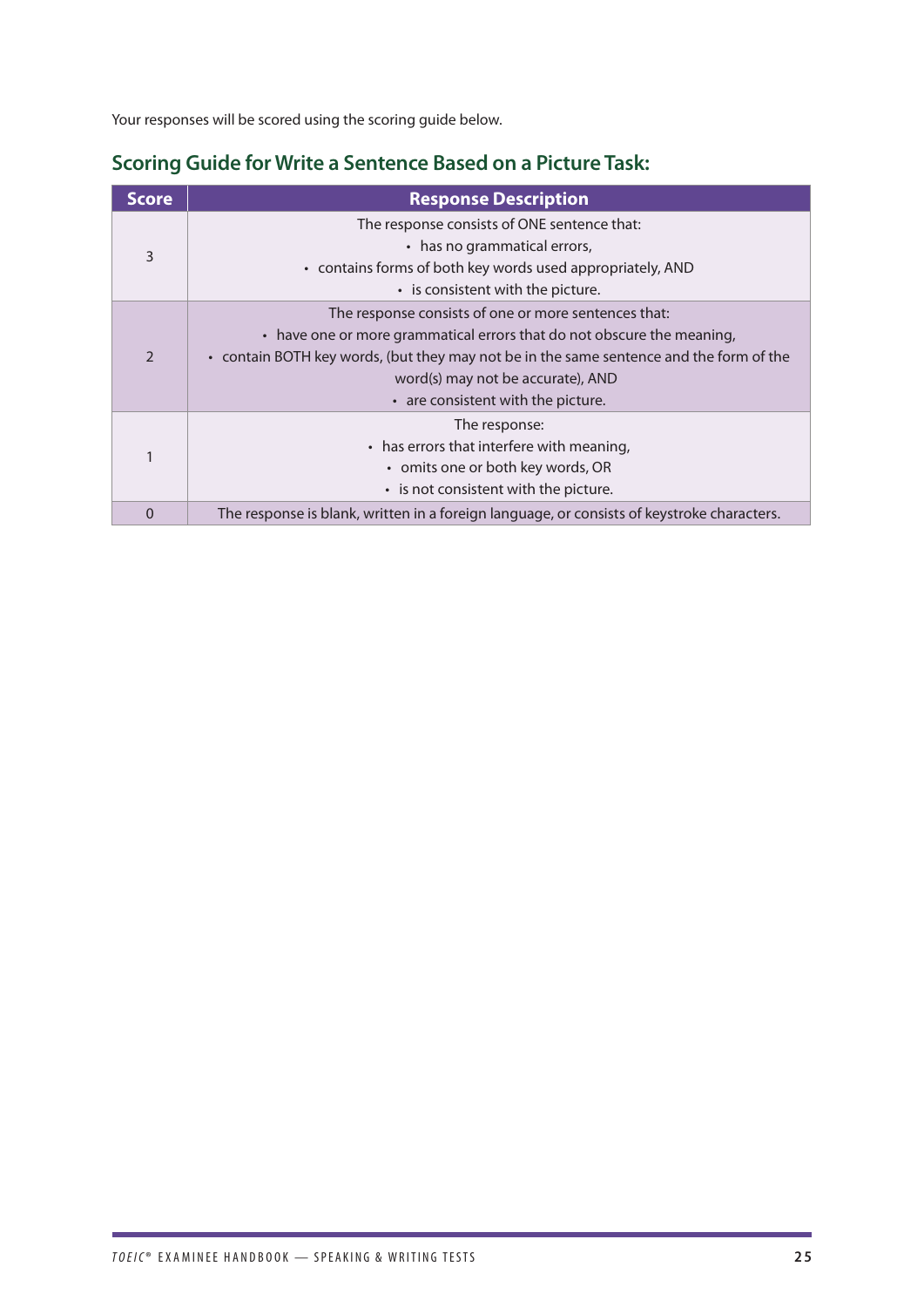Your responses will be scored using the scoring guide below.

## Scoring Guide for Write a Sentence Based on a Picture Task:

| Score | Response Description |
|---|---|
| 3 | The response consists of ONE sentence that: <br>• has no grammatical errors, <br>• contains forms of both key words used appropriately, AND <br>• is consistent with the picture. |
| 2 | The response consists of one or more sentences that: <br>• have one or more grammatical errors that do not obscure the meaning, <br>• contain BOTH key words, (but they may not be in the same sentence and the form of the word(s) may not be accurate), AND <br>• are consistent with the picture. |
| 1 | The response: <br>• has errors that interfere with meaning, <br>• omits one or both key words, OR <br>• is not consistent with the picture. |
| 0 | The response is blank, written in a foreign language, or consists of keystroke characters. |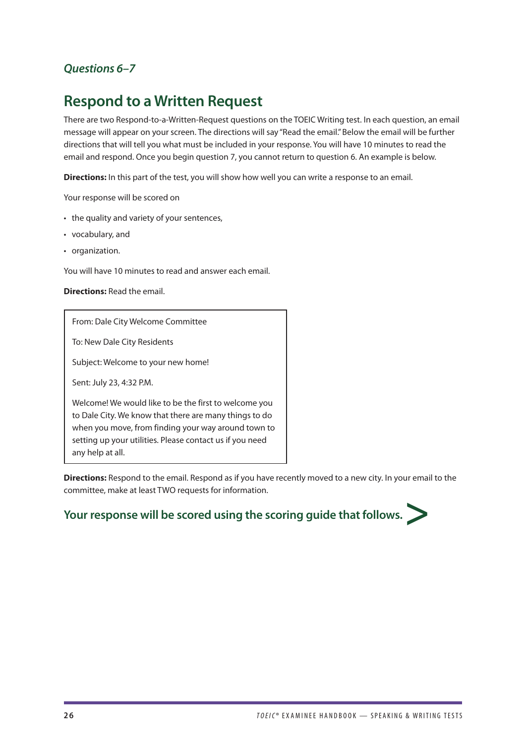*Questions 6–7*

## Respond to a Written Request

There are two Respond-to-a-Written-Request questions on the TOEIC Writing test. In each question, an email message will appear on your screen. The directions will say "Read the email." Below the email will be further directions that will tell you what must be included in your response. You will have 10 minutes to read the email and respond. Once you begin question 7, you cannot return to question 6. An example is below.

**Directions:** In this part of the test, you will show how well you can write a response to an email.

Your response will be scored on

- the quality and variety of your sentences,
- vocabulary, and
- organization.

You will have 10 minutes to read and answer each email.

**Directions:** Read the email.

From: Dale City Welcome Committee

To: New Dale City Residents

Subject: Welcome to your new home!

Sent: July 23, 4:32 P.M.

Welcome! We would like to be the first to welcome you to Dale City. We know that there are many things to do when you move, from finding your way around town to setting up your utilities. Please contact us if you need any help at all.

**Directions:** Respond to the email. Respond as if you have recently moved to a new city. In your email to the committee, make at least TWO requests for information.

### Your response will be scored using the scoring guide that follows.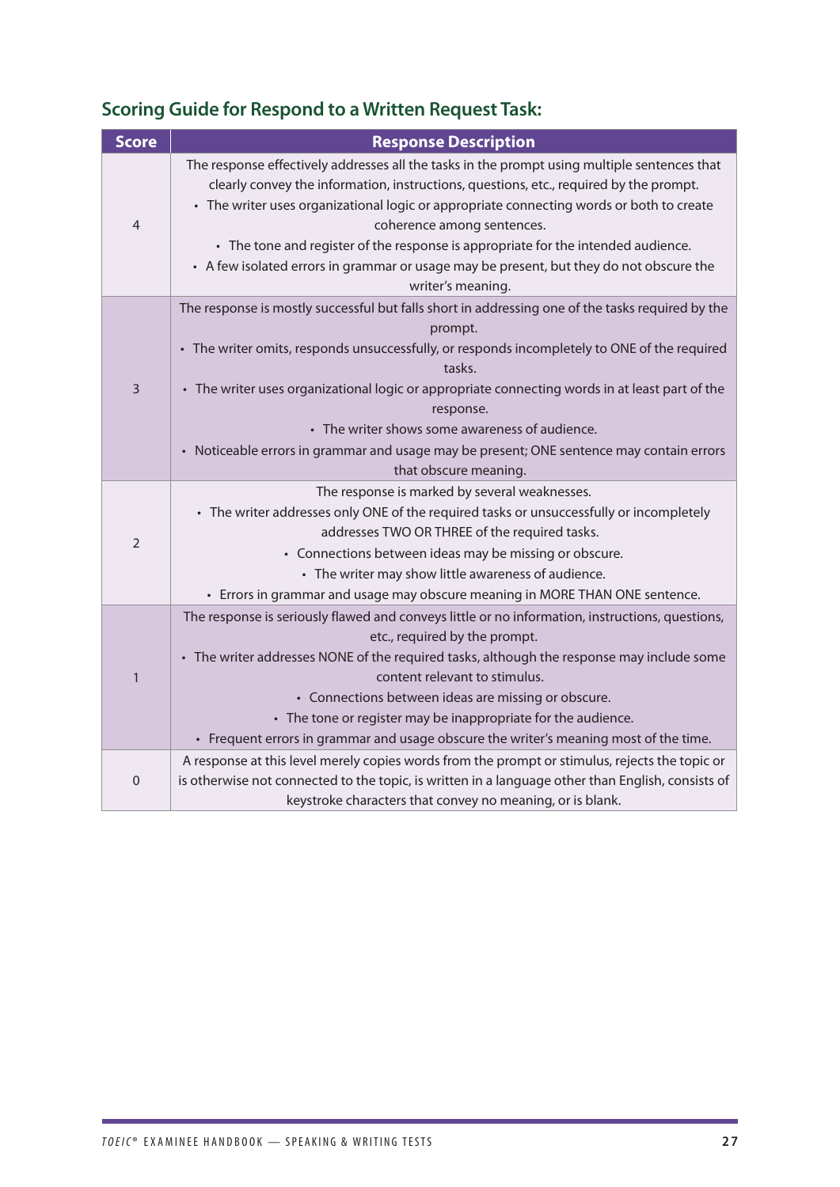## Scoring Guide for Respond to a Written Request Task:

| Score | Response Description |
|---|---|
| 4 | The response effectively addresses all the tasks in the prompt using multiple sentences that clearly convey the information, instructions, questions, etc., required by the prompt.<br>• The writer uses organizational logic or appropriate connecting words or both to create coherence among sentences.<br>• The tone and register of the response is appropriate for the intended audience.<br>• A few isolated errors in grammar or usage may be present, but they do not obscure the writer's meaning. |
| 3 | The response is mostly successful but falls short in addressing one of the tasks required by the prompt.<br>• The writer omits, responds unsuccessfully, or responds incompletely to ONE of the required tasks.<br>• The writer uses organizational logic or appropriate connecting words in at least part of the response.<br>• The writer shows some awareness of audience.<br>• Noticeable errors in grammar and usage may be present; ONE sentence may contain errors that obscure meaning. |
| 2 | The response is marked by several weaknesses.<br>• The writer addresses only ONE of the required tasks or unsuccessfully or incompletely addresses TWO OR THREE of the required tasks.<br>• Connections between ideas may be missing or obscure.<br>• The writer may show little awareness of audience.<br>• Errors in grammar and usage may obscure meaning in MORE THAN ONE sentence. |
| 1 | The response is seriously flawed and conveys little or no information, instructions, questions, etc., required by the prompt.<br>• The writer addresses NONE of the required tasks, although the response may include some content relevant to stimulus.<br>• Connections between ideas are missing or obscure.<br>• The tone or register may be inappropriate for the audience.<br>• Frequent errors in grammar and usage obscure the writer's meaning most of the time. |
| 0 | A response at this level merely copies words from the prompt or stimulus, rejects the topic or is otherwise not connected to the topic, is written in a language other than English, consists of keystroke characters that convey no meaning, or is blank. |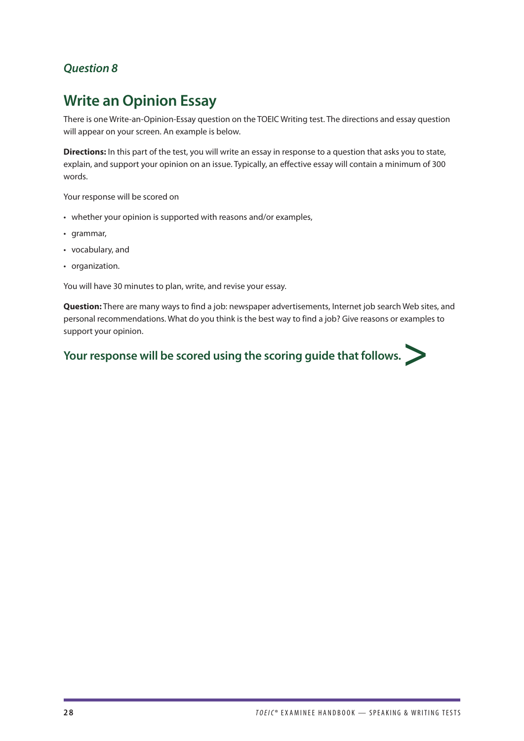### *Question 8*

## Write an Opinion Essay

There is one Write-an-Opinion-Essay question on the TOEIC Writing test. The directions and essay question will appear on your screen. An example is below.

**Directions:** In this part of the test, you will write an essay in response to a question that asks you to state, explain, and support your opinion on an issue. Typically, an effective essay will contain a minimum of 300 words.

Your response will be scored on

- whether your opinion is supported with reasons and/or examples,
- grammar,
- vocabulary, and
- organization.

You will have 30 minutes to plan, write, and revise your essay.

**Question:** There are many ways to find a job: newspaper advertisements, Internet job search Web sites, and personal recommendations. What do you think is the best way to find a job? Give reasons or examples to support your opinion.

**Your response will be scored using the scoring guide that follows. >**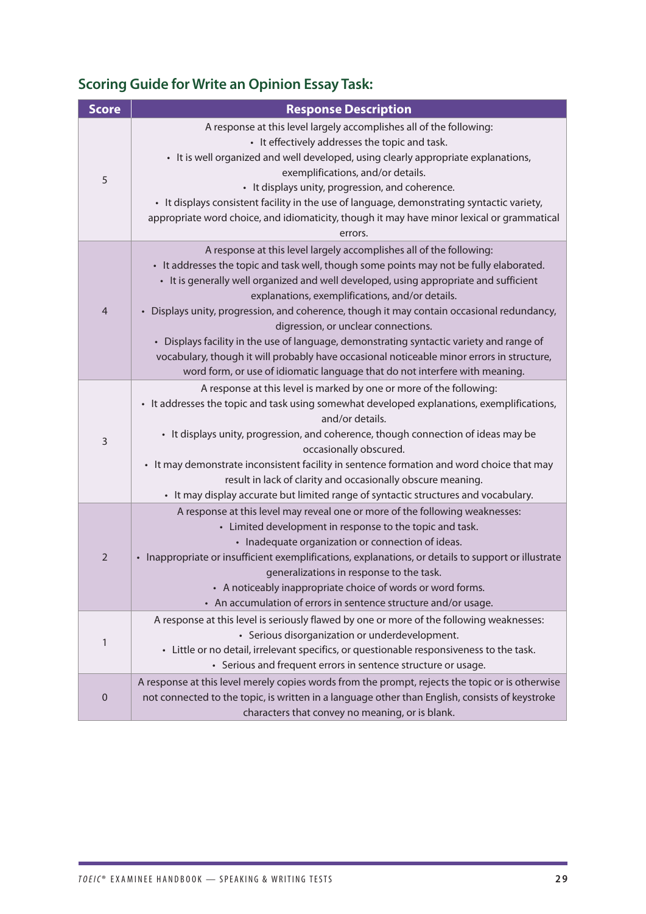## Scoring Guide for Write an Opinion Essay Task:

| Score | Response Description |
|---|---|
| 5 | A response at this level largely accomplishes all of the following:<br>• It effectively addresses the topic and task.<br>• It is well organized and well developed, using clearly appropriate explanations, exemplifications, and/or details.<br>• It displays unity, progression, and coherence.<br>• It displays consistent facility in the use of language, demonstrating syntactic variety, appropriate word choice, and idiomaticity, though it may have minor lexical or grammatical errors. |
| 4 | A response at this level largely accomplishes all of the following:<br>• It addresses the topic and task well, though some points may not be fully elaborated.<br>• It is generally well organized and well developed, using appropriate and sufficient explanations, exemplifications, and/or details.<br>• Displays unity, progression, and coherence, though it may contain occasional redundancy, digression, or unclear connections.<br>• Displays facility in the use of language, demonstrating syntactic variety and range of vocabulary, though it will probably have occasional noticeable minor errors in structure, word form, or use of idiomatic language that do not interfere with meaning. |
| 3 | A response at this level is marked by one or more of the following:<br>• It addresses the topic and task using somewhat developed explanations, exemplifications, and/or details.<br>• It displays unity, progression, and coherence, though connection of ideas may be occasionally obscured.<br>• It may demonstrate inconsistent facility in sentence formation and word choice that may result in lack of clarity and occasionally obscure meaning.<br>• It may display accurate but limited range of syntactic structures and vocabulary. |
| 2 | A response at this level may reveal one or more of the following weaknesses:<br>• Limited development in response to the topic and task.<br>• Inadequate organization or connection of ideas.<br>• Inappropriate or insufficient exemplifications, explanations, or details to support or illustrate generalizations in response to the task.<br>• A noticeably inappropriate choice of words or word forms.<br>• An accumulation of errors in sentence structure and/or usage. |
| 1 | A response at this level is seriously flawed by one or more of the following weaknesses:<br>• Serious disorganization or underdevelopment.<br>• Little or no detail, irrelevant specifics, or questionable responsiveness to the task.<br>• Serious and frequent errors in sentence structure or usage. |
| 0 | A response at this level merely copies words from the prompt, rejects the topic or is otherwise not connected to the topic, is written in a language other than English, consists of keystroke characters that convey no meaning, or is blank. |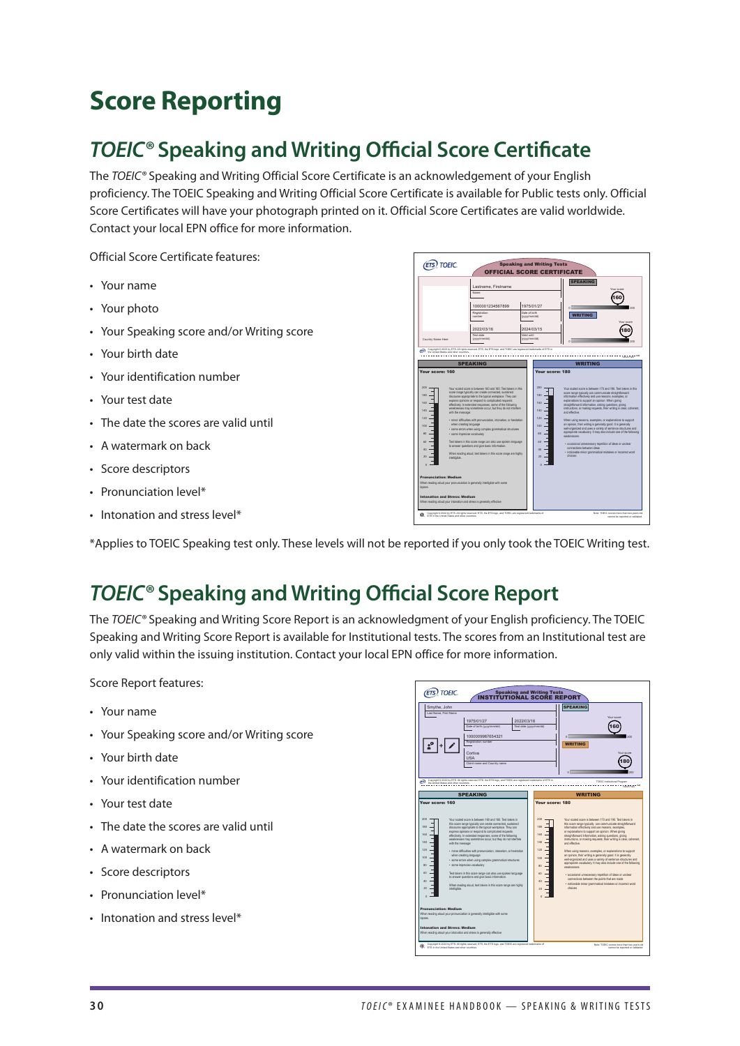# Score Reporting

## *TOEIC*® Speaking and Writing Official Score Certificate

The *TOEIC*® Speaking and Writing Official Score Certificate is an acknowledgement of your English proficiency. The TOEIC Speaking and Writing Official Score Certificate is available for Public tests only. Official Score Certificates will have your photograph printed on it. Official Score Certificates are valid worldwide. Contact your local EPN office for more information.

Official Score Certificate features:

- Your name
- Your photo
- Your Speaking score and/or Writing score
- Your birth date
- Your identification number
- Your test date
- The date the scores are valid until
- A watermark on back
- Score descriptors
- Pronunciation level*
- Intonation and stress level*

*Applies to TOEIC Speaking test only. These levels will not be reported if you only took the TOEIC Writing test.

## *TOEIC*® Speaking and Writing Official Score Report

The *TOEIC*® Speaking and Writing Score Report is an acknowledgment of your English proficiency. The TOEIC Speaking and Writing Score Report is available for Institutional tests. The scores from an Institutional test are only valid within the issuing institution. Contact your local EPN office for more information.

Score Report features:

- Your name
- Your Speaking score and/or Writing score
- Your birth date
- Your identification number
- Your test date
- The date the scores are valid until
- A watermark on back
- Score descriptors
- Pronunciation level*
- Intonation and stress level*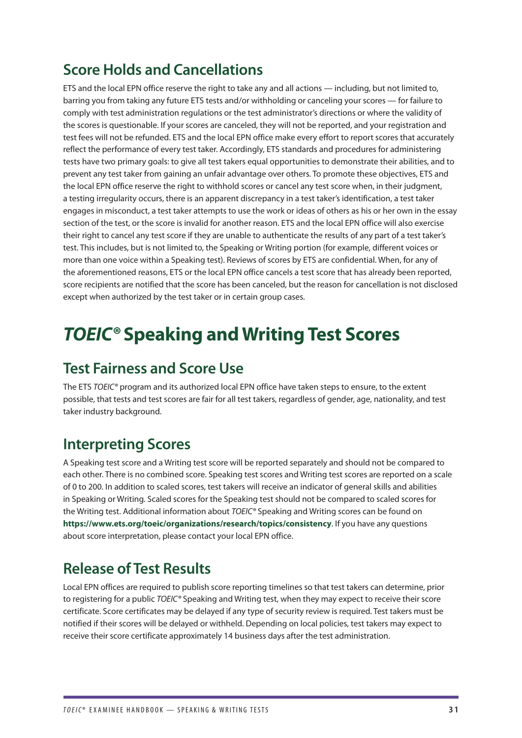## Score Holds and Cancellations

ETS and the local EPN office reserve the right to take any and all actions — including, but not limited to, barring you from taking any future ETS tests and/or withholding or canceling your scores — for failure to comply with test administration regulations or the test administrator's directions or where the validity of the scores is questionable. If your scores are canceled, they will not be reported, and your registration and test fees will not be refunded. ETS and the local EPN office make every effort to report scores that accurately reflect the performance of every test taker. Accordingly, ETS standards and procedures for administering tests have two primary goals: to give all test takers equal opportunities to demonstrate their abilities, and to prevent any test taker from gaining an unfair advantage over others. To promote these objectives, ETS and the local EPN office reserve the right to withhold scores or cancel any test score when, in their judgment, a testing irregularity occurs, there is an apparent discrepancy in a test taker's identification, a test taker engages in misconduct, a test taker attempts to use the work or ideas of others as his or her own in the essay section of the test, or the score is invalid for another reason. ETS and the local EPN office will also exercise their right to cancel any test score if they are unable to authenticate the results of any part of a test taker's test. This includes, but is not limited to, the Speaking or Writing portion (for example, different voices or more than one voice within a Speaking test). Reviews of scores by ETS are confidential. When, for any of the aforementioned reasons, ETS or the local EPN office cancels a test score that has already been reported, score recipients are notified that the score has been canceled, but the reason for cancellation is not disclosed except when authorized by the test taker or in certain group cases.

# *TOEIC*® Speaking and Writing Test Scores

## Test Fairness and Score Use

The ETS *TOEIC*® program and its authorized local EPN office have taken steps to ensure, to the extent possible, that tests and test scores are fair for all test takers, regardless of gender, age, nationality, and test taker industry background.

## Interpreting Scores

A Speaking test score and a Writing test score will be reported separately and should not be compared to each other. There is no combined score. Speaking test scores and Writing test scores are reported on a scale of 0 to 200. In addition to scaled scores, test takers will receive an indicator of general skills and abilities in Speaking or Writing. Scaled scores for the Speaking test should not be compared to scaled scores for the Writing test. Additional information about *TOEIC*® Speaking and Writing scores can be found on **https://www.ets.org/toeic/organizations/research/topics/consistency**. If you have any questions about score interpretation, please contact your local EPN office.

## Release of Test Results

Local EPN offices are required to publish score reporting timelines so that test takers can determine, prior to registering for a public *TOEIC*® Speaking and Writing test, when they may expect to receive their score certificate. Score certificates may be delayed if any type of security review is required. Test takers must be notified if their scores will be delayed or withheld. Depending on local policies, test takers may expect to receive their score certificate approximately 14 business days after the test administration.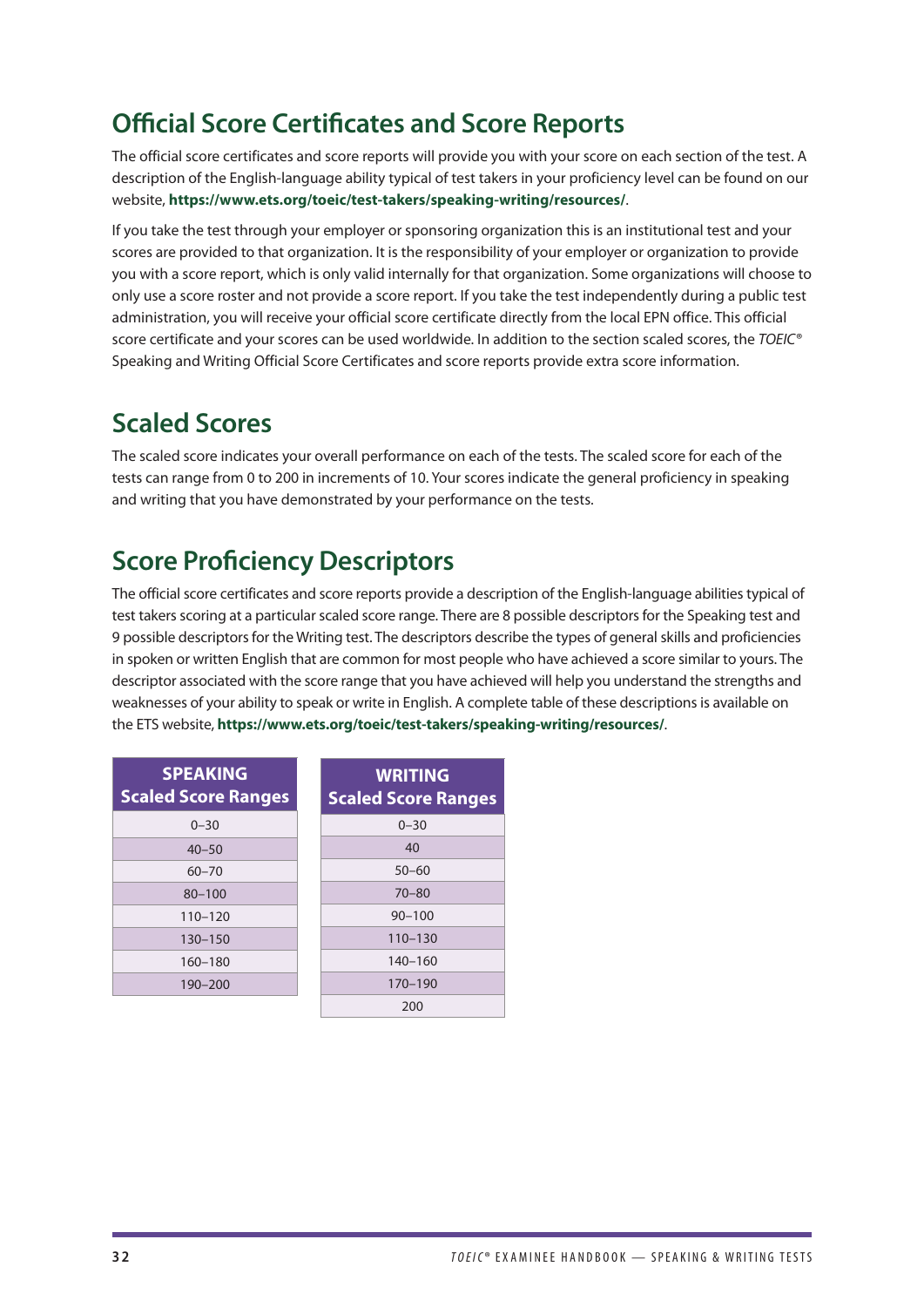## Official Score Certificates and Score Reports

The official score certificates and score reports will provide you with your score on each section of the test. A description of the English-language ability typical of test takers in your proficiency level can be found on our website, **https://www.ets.org/toeic/test-takers/speaking-writing/resources/**.

If you take the test through your employer or sponsoring organization this is an institutional test and your scores are provided to that organization. It is the responsibility of your employer or organization to provide you with a score report, which is only valid internally for that organization. Some organizations will choose to only use a score roster and not provide a score report. If you take the test independently during a public test administration, you will receive your official score certificate directly from the local EPN office. This official score certificate and your scores can be used worldwide. In addition to the section scaled scores, the *TOEIC*® Speaking and Writing Official Score Certificates and score reports provide extra score information.

## Scaled Scores

The scaled score indicates your overall performance on each of the tests. The scaled score for each of the tests can range from 0 to 200 in increments of 10. Your scores indicate the general proficiency in speaking and writing that you have demonstrated by your performance on the tests.

## Score Proficiency Descriptors

The official score certificates and score reports provide a description of the English-language abilities typical of test takers scoring at a particular scaled score range. There are 8 possible descriptors for the Speaking test and 9 possible descriptors for the Writing test. The descriptors describe the types of general skills and proficiencies in spoken or written English that are common for most people who have achieved a score similar to yours. The descriptor associated with the score range that you have achieved will help you understand the strengths and weaknesses of your ability to speak or write in English. A complete table of these descriptions is available on the ETS website, **https://www.ets.org/toeic/test-takers/speaking-writing/resources/**.

| SPEAKING Scaled Score Ranges |
|---|
| 0–30 |
| 40–50 |
| 60–70 |
| 80–100 |
| 110–120 |
| 130–150 |
| 160–180 |
| 190–200 |

| WRITING Scaled Score Ranges |
|---|
| 0–30 |
| 40 |
| 50–60 |
| 70–80 |
| 90–100 |
| 110–130 |
| 140–160 |
| 170–190 |
| 200 |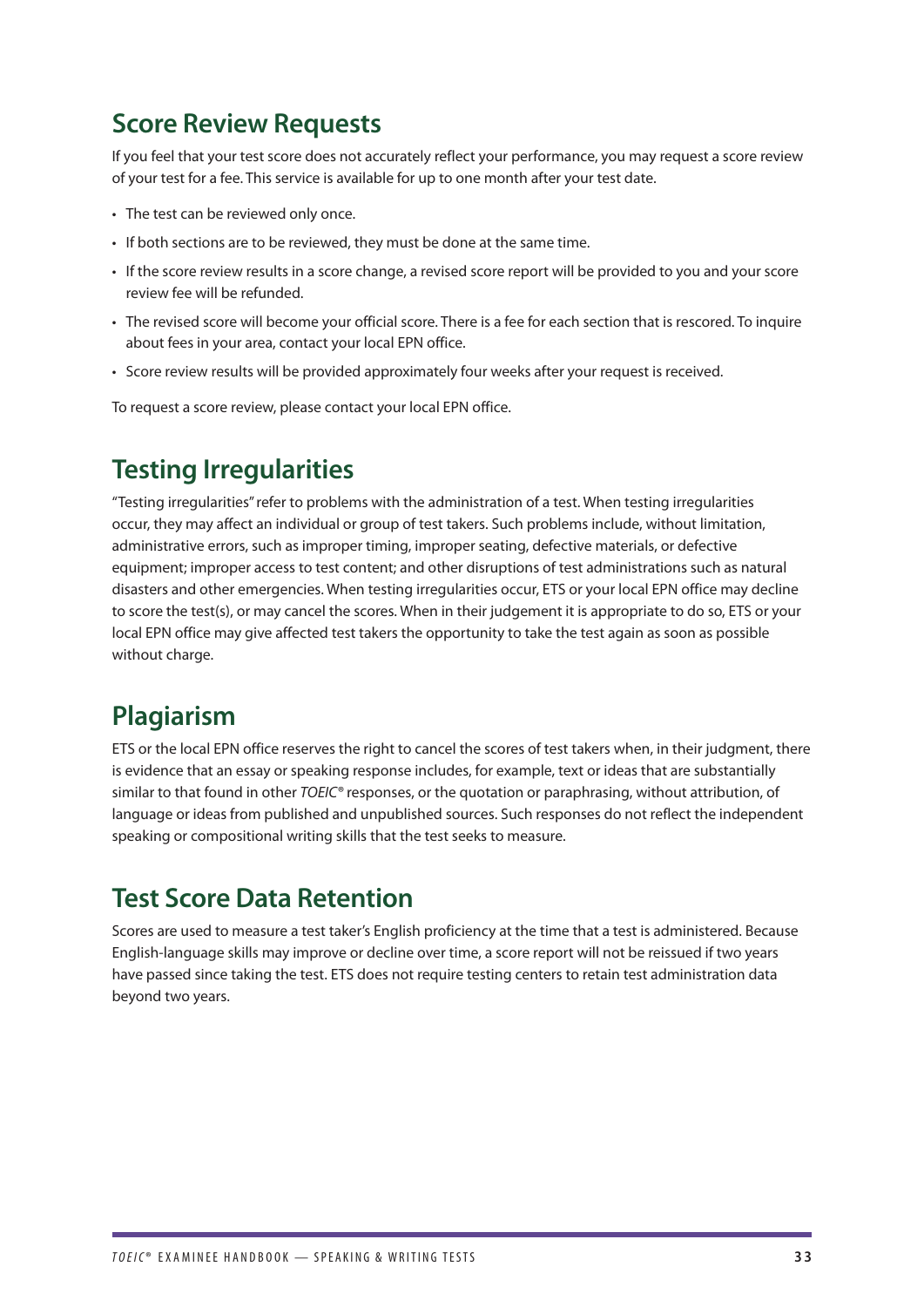## Score Review Requests

If you feel that your test score does not accurately reflect your performance, you may request a score review of your test for a fee. This service is available for up to one month after your test date.

- The test can be reviewed only once.
- If both sections are to be reviewed, they must be done at the same time.
- If the score review results in a score change, a revised score report will be provided to you and your score review fee will be refunded.
- The revised score will become your official score. There is a fee for each section that is rescored. To inquire about fees in your area, contact your local EPN office.
- Score review results will be provided approximately four weeks after your request is received.

To request a score review, please contact your local EPN office.

## Testing Irregularities

"Testing irregularities" refer to problems with the administration of a test. When testing irregularities occur, they may affect an individual or group of test takers. Such problems include, without limitation, administrative errors, such as improper timing, improper seating, defective materials, or defective equipment; improper access to test content; and other disruptions of test administrations such as natural disasters and other emergencies. When testing irregularities occur, ETS or your local EPN office may decline to score the test(s), or may cancel the scores. When in their judgement it is appropriate to do so, ETS or your local EPN office may give affected test takers the opportunity to take the test again as soon as possible without charge.

## Plagiarism

ETS or the local EPN office reserves the right to cancel the scores of test takers when, in their judgment, there is evidence that an essay or speaking response includes, for example, text or ideas that are substantially similar to that found in other *TOEIC®* responses, or the quotation or paraphrasing, without attribution, of language or ideas from published and unpublished sources. Such responses do not reflect the independent speaking or compositional writing skills that the test seeks to measure.

## Test Score Data Retention

Scores are used to measure a test taker's English proficiency at the time that a test is administered. Because English-language skills may improve or decline over time, a score report will not be reissued if two years have passed since taking the test. ETS does not require testing centers to retain test administration data beyond two years.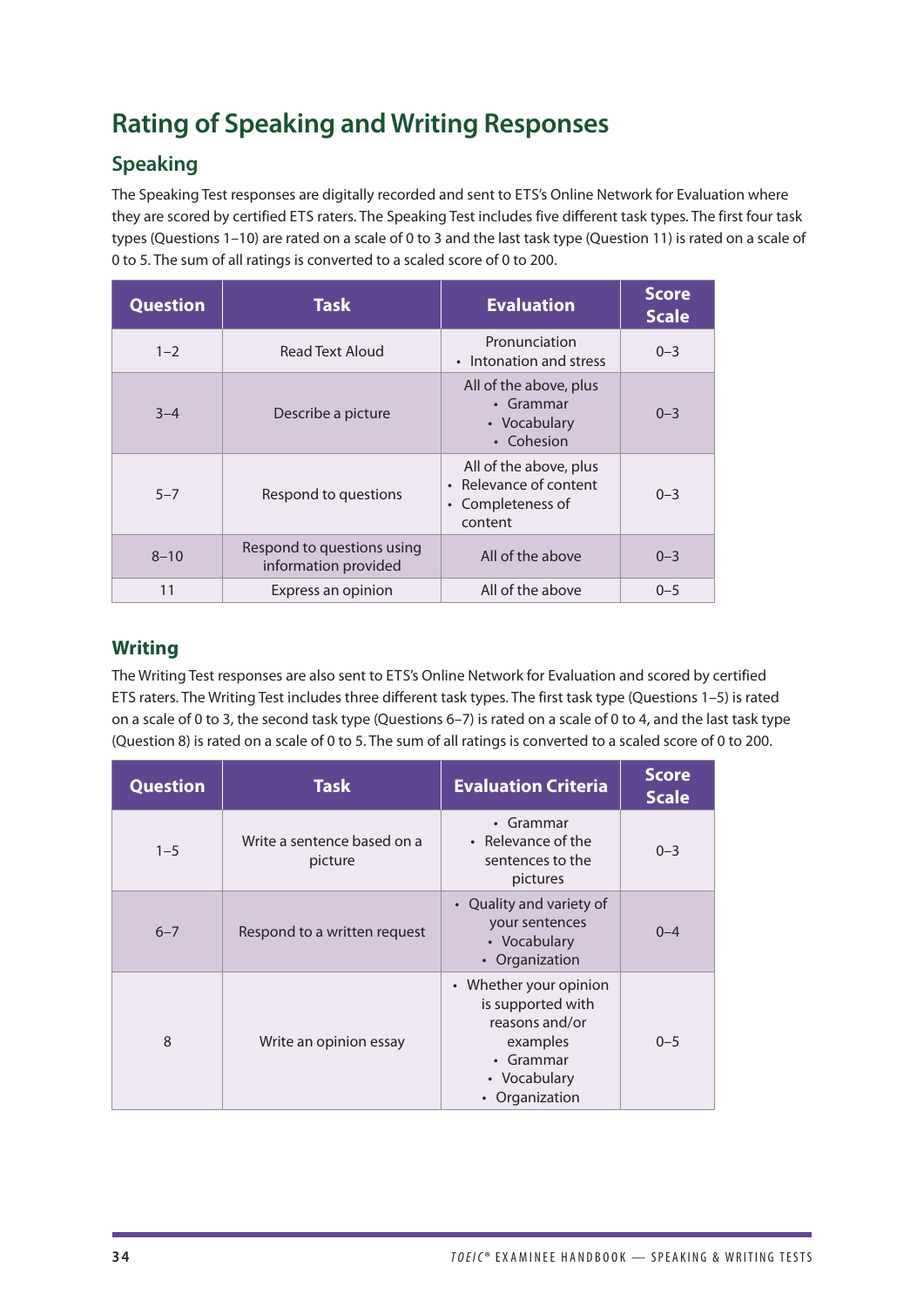# Rating of Speaking and Writing Responses

## Speaking

The Speaking Test responses are digitally recorded and sent to ETS's Online Network for Evaluation where they are scored by certified ETS raters. The Speaking Test includes five different task types. The first four task types (Questions 1–10) are rated on a scale of 0 to 3 and the last task type (Question 11) is rated on a scale of 0 to 5. The sum of all ratings is converted to a scaled score of 0 to 200.

| Question | Task | Evaluation | Score Scale |
|---|---|---|---|
| 1–2 | Read Text Aloud | Pronunciation<br>• Intonation and stress | 0–3 |
| 3–4 | Describe a picture | All of the above, plus<br>• Grammar<br>• Vocabulary<br>• Cohesion | 0–3 |
| 5–7 | Respond to questions | All of the above, plus<br>• Relevance of content<br>• Completeness of content | 0–3 |
| 8–10 | Respond to questions using information provided | All of the above | 0–3 |
| 11 | Express an opinion | All of the above | 0–5 |

## Writing

The Writing Test responses are also sent to ETS's Online Network for Evaluation and scored by certified ETS raters. The Writing Test includes three different task types. The first task type (Questions 1–5) is rated on a scale of 0 to 3, the second task type (Questions 6–7) is rated on a scale of 0 to 4, and the last task type (Question 8) is rated on a scale of 0 to 5. The sum of all ratings is converted to a scaled score of 0 to 200.

| Question | Task | Evaluation Criteria | Score Scale |
|---|---|---|---|
| 1–5 | Write a sentence based on a picture | • Grammar<br>• Relevance of the sentences to the pictures | 0–3 |
| 6–7 | Respond to a written request | • Quality and variety of your sentences<br>• Vocabulary<br>• Organization | 0–4 |
| 8 | Write an opinion essay | • Whether your opinion is supported with reasons and/or examples<br>• Grammar<br>• Vocabulary<br>• Organization | 0–5 |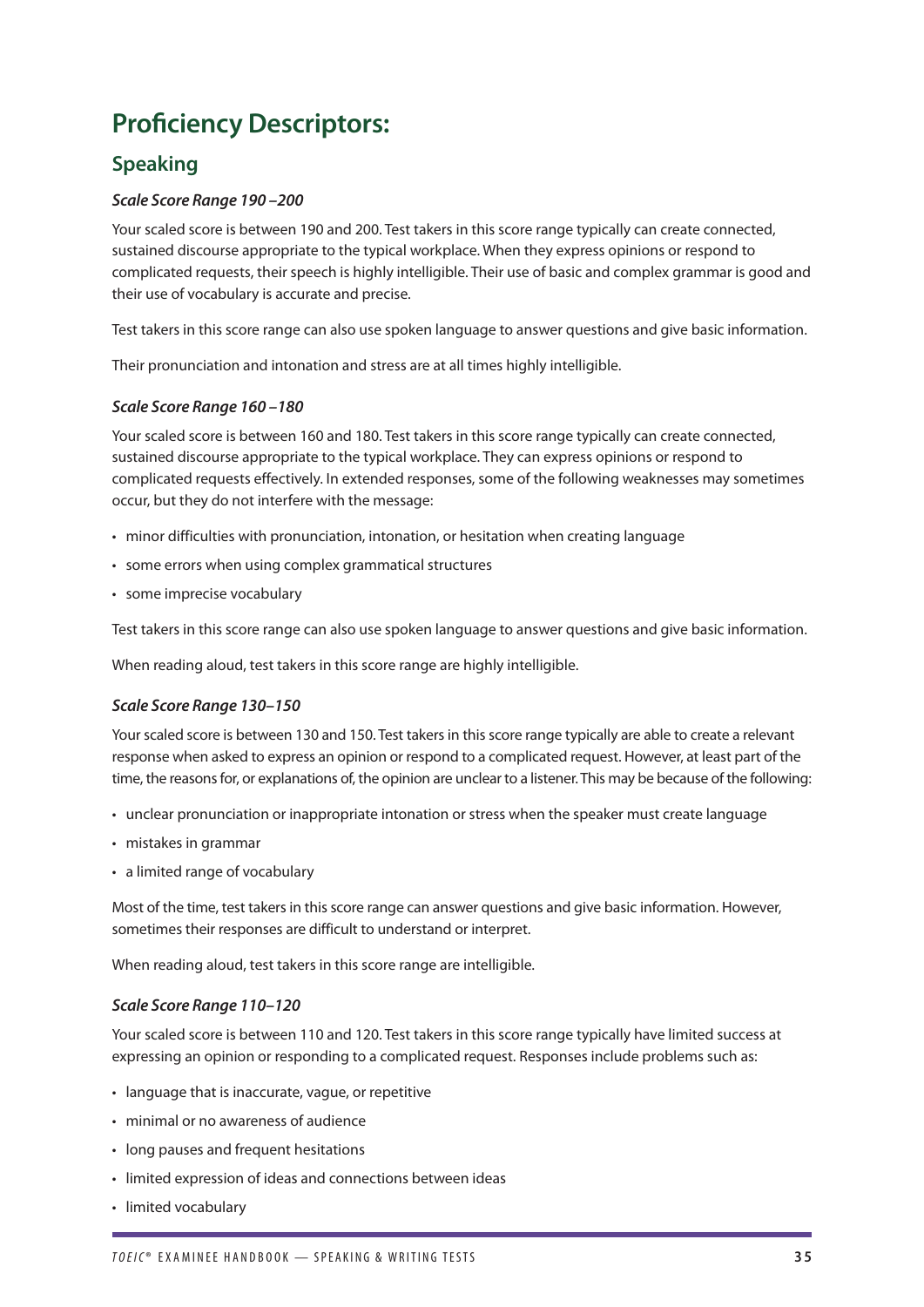# Proficiency Descriptors:

## Speaking

### *Scale Score Range 190 –200*

Your scaled score is between 190 and 200. Test takers in this score range typically can create connected, sustained discourse appropriate to the typical workplace. When they express opinions or respond to complicated requests, their speech is highly intelligible. Their use of basic and complex grammar is good and their use of vocabulary is accurate and precise.

Test takers in this score range can also use spoken language to answer questions and give basic information.

Their pronunciation and intonation and stress are at all times highly intelligible.

### *Scale Score Range 160 –180*

Your scaled score is between 160 and 180. Test takers in this score range typically can create connected, sustained discourse appropriate to the typical workplace. They can express opinions or respond to complicated requests effectively. In extended responses, some of the following weaknesses may sometimes occur, but they do not interfere with the message:

- minor difficulties with pronunciation, intonation, or hesitation when creating language
- some errors when using complex grammatical structures
- some imprecise vocabulary

Test takers in this score range can also use spoken language to answer questions and give basic information.

When reading aloud, test takers in this score range are highly intelligible.

### *Scale Score Range 130–150*

Your scaled score is between 130 and 150. Test takers in this score range typically are able to create a relevant response when asked to express an opinion or respond to a complicated request. However, at least part of the time, the reasons for, or explanations of, the opinion are unclear to a listener. This may be because of the following:

- unclear pronunciation or inappropriate intonation or stress when the speaker must create language
- mistakes in grammar
- a limited range of vocabulary

Most of the time, test takers in this score range can answer questions and give basic information. However, sometimes their responses are difficult to understand or interpret.

When reading aloud, test takers in this score range are intelligible.

### *Scale Score Range 110–120*

Your scaled score is between 110 and 120. Test takers in this score range typically have limited success at expressing an opinion or responding to a complicated request. Responses include problems such as:

- language that is inaccurate, vague, or repetitive
- minimal or no awareness of audience
- long pauses and frequent hesitations
- limited expression of ideas and connections between ideas
- limited vocabulary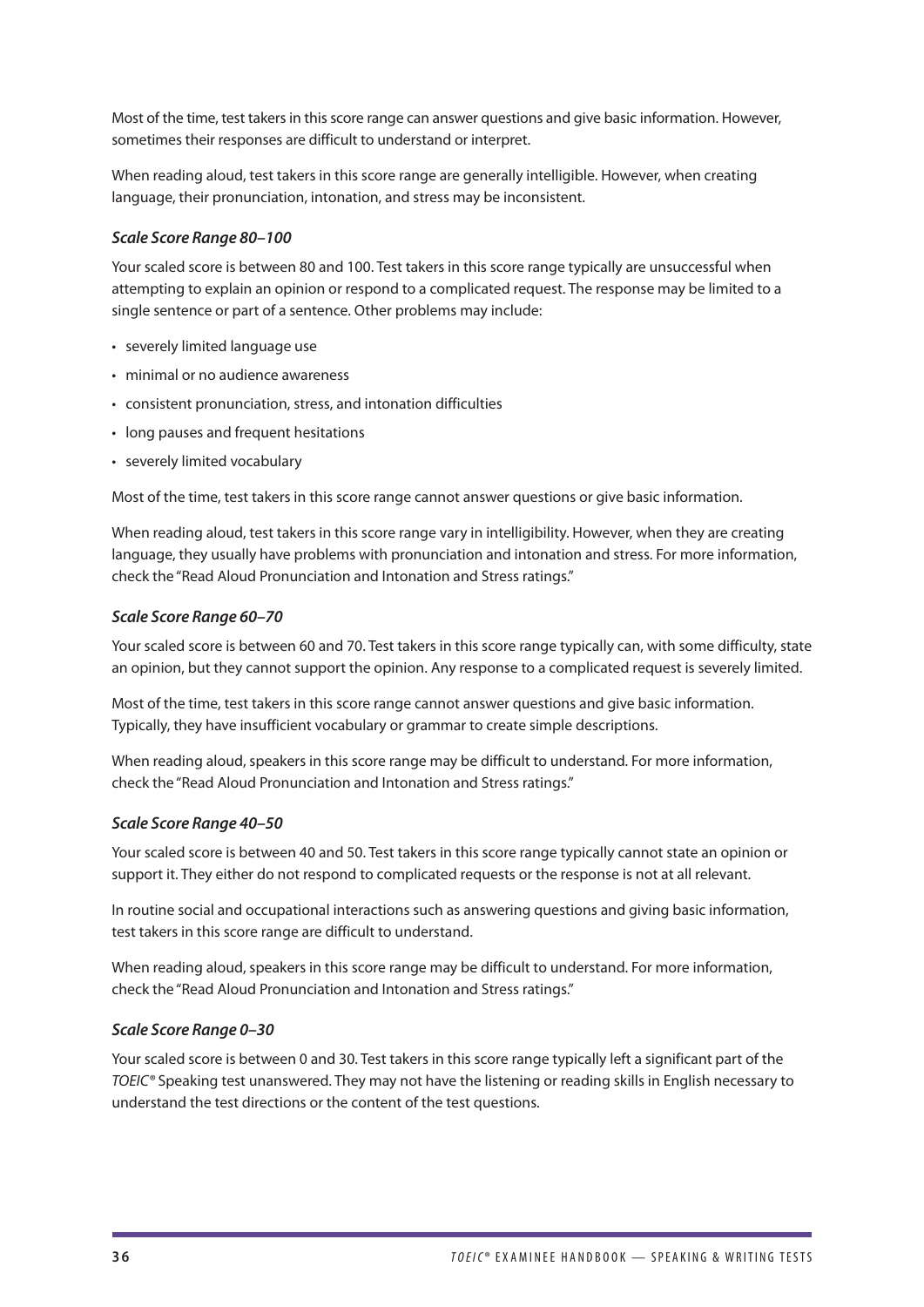Most of the time, test takers in this score range can answer questions and give basic information. However, sometimes their responses are difficult to understand or interpret.

When reading aloud, test takers in this score range are generally intelligible. However, when creating language, their pronunciation, intonation, and stress may be inconsistent.

### *Scale Score Range 80–100*

Your scaled score is between 80 and 100. Test takers in this score range typically are unsuccessful when attempting to explain an opinion or respond to a complicated request. The response may be limited to a single sentence or part of a sentence. Other problems may include:

- severely limited language use
- minimal or no audience awareness
- consistent pronunciation, stress, and intonation difficulties
- long pauses and frequent hesitations
- severely limited vocabulary

Most of the time, test takers in this score range cannot answer questions or give basic information.

When reading aloud, test takers in this score range vary in intelligibility. However, when they are creating language, they usually have problems with pronunciation and intonation and stress. For more information, check the "Read Aloud Pronunciation and Intonation and Stress ratings."

### *Scale Score Range 60–70*

Your scaled score is between 60 and 70. Test takers in this score range typically can, with some difficulty, state an opinion, but they cannot support the opinion. Any response to a complicated request is severely limited.

Most of the time, test takers in this score range cannot answer questions and give basic information. Typically, they have insufficient vocabulary or grammar to create simple descriptions.

When reading aloud, speakers in this score range may be difficult to understand. For more information, check the "Read Aloud Pronunciation and Intonation and Stress ratings."

### *Scale Score Range 40–50*

Your scaled score is between 40 and 50. Test takers in this score range typically cannot state an opinion or support it. They either do not respond to complicated requests or the response is not at all relevant.

In routine social and occupational interactions such as answering questions and giving basic information, test takers in this score range are difficult to understand.

When reading aloud, speakers in this score range may be difficult to understand. For more information, check the "Read Aloud Pronunciation and Intonation and Stress ratings."

### *Scale Score Range 0–30*

Your scaled score is between 0 and 30. Test takers in this score range typically left a significant part of the *TOEIC®* Speaking test unanswered. They may not have the listening or reading skills in English necessary to understand the test directions or the content of the test questions.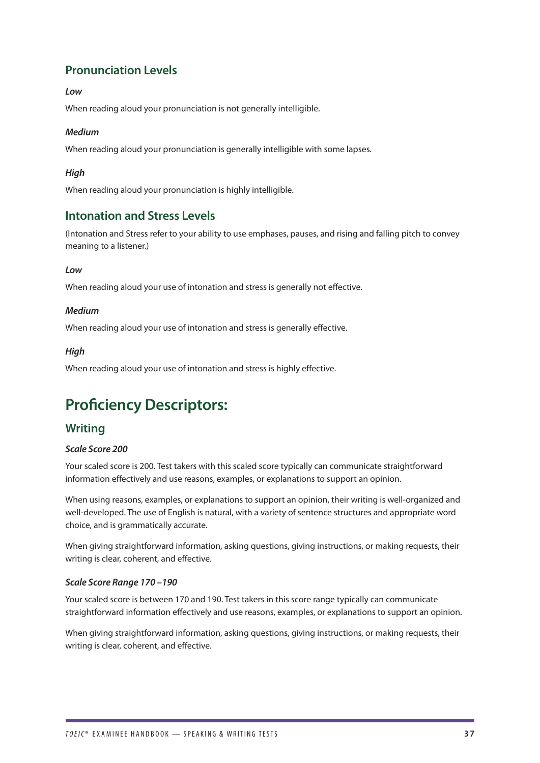### Pronunciation Levels

***Low***

When reading aloud your pronunciation is not generally intelligible.

***Medium***

When reading aloud your pronunciation is generally intelligible with some lapses.

***High***

When reading aloud your pronunciation is highly intelligible.

### Intonation and Stress Levels

(Intonation and Stress refer to your ability to use emphases, pauses, and rising and falling pitch to convey meaning to a listener.)

***Low***

When reading aloud your use of intonation and stress is generally not effective.

***Medium***

When reading aloud your use of intonation and stress is generally effective.

***High***

When reading aloud your use of intonation and stress is highly effective.

## Proficiency Descriptors:

### Writing

***Scale Score 200***

Your scaled score is 200. Test takers with this scaled score typically can communicate straightforward information effectively and use reasons, examples, or explanations to support an opinion.

When using reasons, examples, or explanations to support an opinion, their writing is well-organized and well-developed. The use of English is natural, with a variety of sentence structures and appropriate word choice, and is grammatically accurate.

When giving straightforward information, asking questions, giving instructions, or making requests, their writing is clear, coherent, and effective.

***Scale Score Range 170 –190***

Your scaled score is between 170 and 190. Test takers in this score range typically can communicate straightforward information effectively and use reasons, examples, or explanations to support an opinion.

When giving straightforward information, asking questions, giving instructions, or making requests, their writing is clear, coherent, and effective.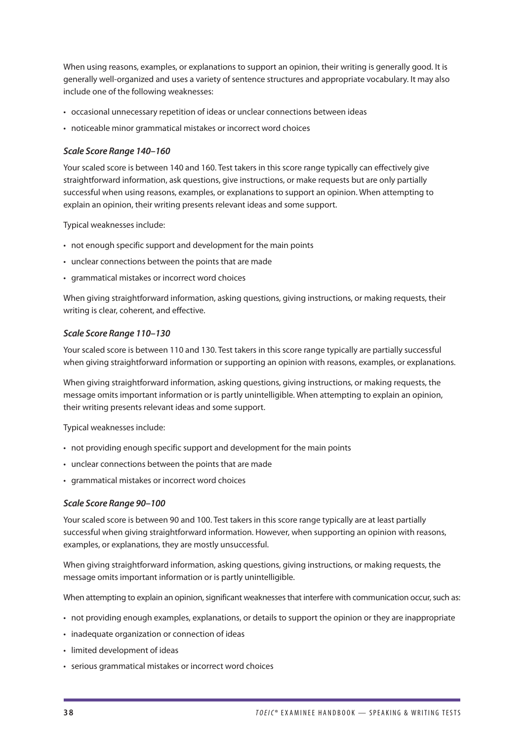When using reasons, examples, or explanations to support an opinion, their writing is generally good. It is generally well-organized and uses a variety of sentence structures and appropriate vocabulary. It may also include one of the following weaknesses:

- occasional unnecessary repetition of ideas or unclear connections between ideas
- noticeable minor grammatical mistakes or incorrect word choices

### *Scale Score Range 140–160*

Your scaled score is between 140 and 160. Test takers in this score range typically can effectively give straightforward information, ask questions, give instructions, or make requests but are only partially successful when using reasons, examples, or explanations to support an opinion. When attempting to explain an opinion, their writing presents relevant ideas and some support.

Typical weaknesses include:

- not enough specific support and development for the main points
- unclear connections between the points that are made
- grammatical mistakes or incorrect word choices

When giving straightforward information, asking questions, giving instructions, or making requests, their writing is clear, coherent, and effective.

### *Scale Score Range 110–130*

Your scaled score is between 110 and 130. Test takers in this score range typically are partially successful when giving straightforward information or supporting an opinion with reasons, examples, or explanations.

When giving straightforward information, asking questions, giving instructions, or making requests, the message omits important information or is partly unintelligible. When attempting to explain an opinion, their writing presents relevant ideas and some support.

Typical weaknesses include:

- not providing enough specific support and development for the main points
- unclear connections between the points that are made
- grammatical mistakes or incorrect word choices

### *Scale Score Range 90–100*

Your scaled score is between 90 and 100. Test takers in this score range typically are at least partially successful when giving straightforward information. However, when supporting an opinion with reasons, examples, or explanations, they are mostly unsuccessful.

When giving straightforward information, asking questions, giving instructions, or making requests, the message omits important information or is partly unintelligible.

When attempting to explain an opinion, significant weaknesses that interfere with communication occur, such as:

- not providing enough examples, explanations, or details to support the opinion or they are inappropriate
- inadequate organization or connection of ideas
- limited development of ideas
- serious grammatical mistakes or incorrect word choices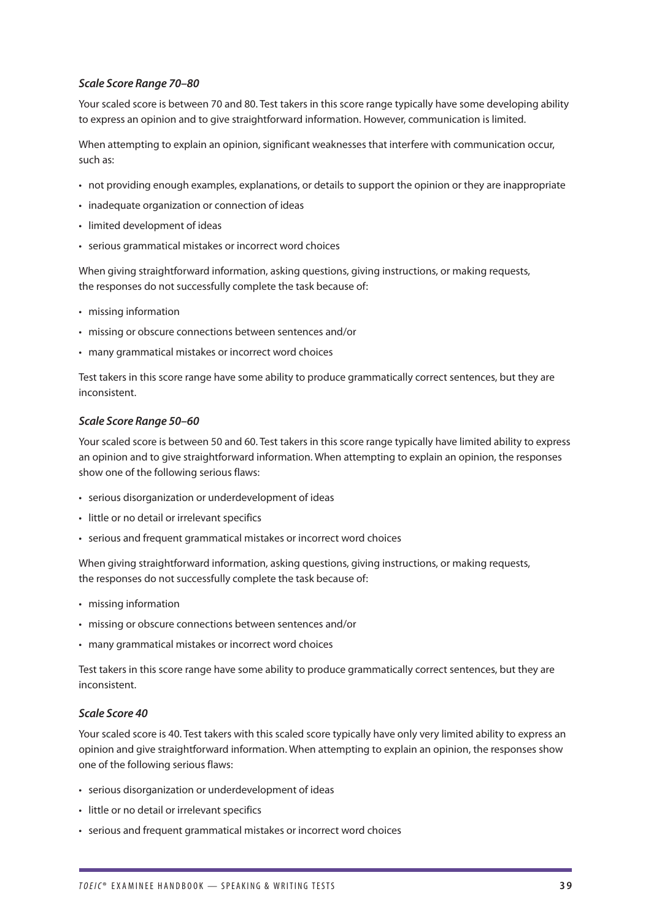### *Scale Score Range 70–80*

Your scaled score is between 70 and 80. Test takers in this score range typically have some developing ability to express an opinion and to give straightforward information. However, communication is limited.

When attempting to explain an opinion, significant weaknesses that interfere with communication occur, such as:

- not providing enough examples, explanations, or details to support the opinion or they are inappropriate
- inadequate organization or connection of ideas
- limited development of ideas
- serious grammatical mistakes or incorrect word choices

When giving straightforward information, asking questions, giving instructions, or making requests, the responses do not successfully complete the task because of:

- missing information
- missing or obscure connections between sentences and/or
- many grammatical mistakes or incorrect word choices

Test takers in this score range have some ability to produce grammatically correct sentences, but they are inconsistent.

### *Scale Score Range 50–60*

Your scaled score is between 50 and 60. Test takers in this score range typically have limited ability to express an opinion and to give straightforward information. When attempting to explain an opinion, the responses show one of the following serious flaws:

- serious disorganization or underdevelopment of ideas
- little or no detail or irrelevant specifics
- serious and frequent grammatical mistakes or incorrect word choices

When giving straightforward information, asking questions, giving instructions, or making requests, the responses do not successfully complete the task because of:

- missing information
- missing or obscure connections between sentences and/or
- many grammatical mistakes or incorrect word choices

Test takers in this score range have some ability to produce grammatically correct sentences, but they are inconsistent.

### *Scale Score 40*

Your scaled score is 40. Test takers with this scaled score typically have only very limited ability to express an opinion and give straightforward information. When attempting to explain an opinion, the responses show one of the following serious flaws:

- serious disorganization or underdevelopment of ideas
- little or no detail or irrelevant specifics
- serious and frequent grammatical mistakes or incorrect word choices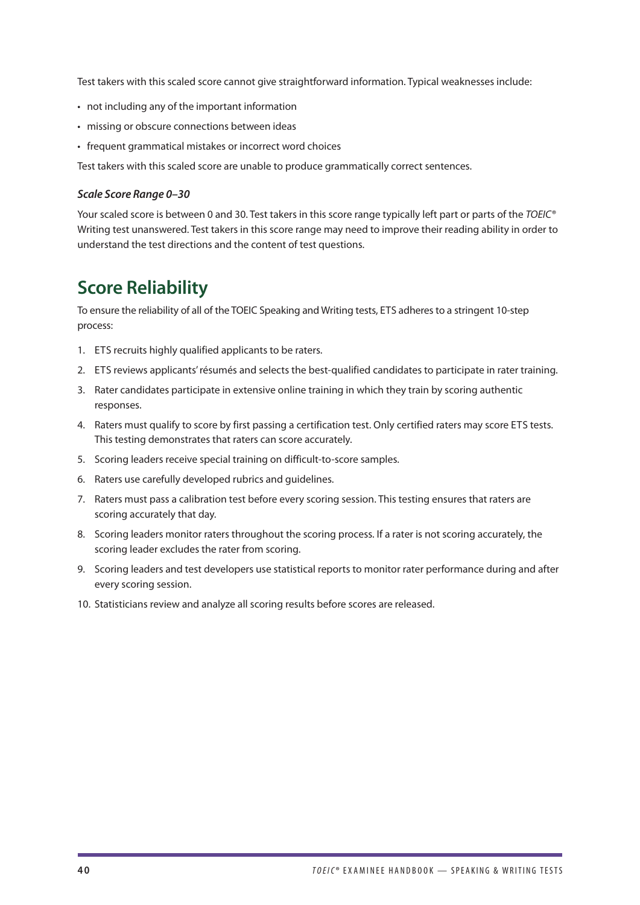Test takers with this scaled score cannot give straightforward information. Typical weaknesses include:

- not including any of the important information
- missing or obscure connections between ideas
- frequent grammatical mistakes or incorrect word choices

Test takers with this scaled score are unable to produce grammatically correct sentences.

### *Scale Score Range 0–30*

Your scaled score is between 0 and 30. Test takers in this score range typically left part or parts of the *TOEIC®* Writing test unanswered. Test takers in this score range may need to improve their reading ability in order to understand the test directions and the content of test questions.

## Score Reliability

To ensure the reliability of all of the TOEIC Speaking and Writing tests, ETS adheres to a stringent 10-step process:

1. ETS recruits highly qualified applicants to be raters.
2. ETS reviews applicants' résumés and selects the best-qualified candidates to participate in rater training.
3. Rater candidates participate in extensive online training in which they train by scoring authentic responses.
4. Raters must qualify to score by first passing a certification test. Only certified raters may score ETS tests. This testing demonstrates that raters can score accurately.
5. Scoring leaders receive special training on difficult-to-score samples.
6. Raters use carefully developed rubrics and guidelines.
7. Raters must pass a calibration test before every scoring session. This testing ensures that raters are scoring accurately that day.
8. Scoring leaders monitor raters throughout the scoring process. If a rater is not scoring accurately, the scoring leader excludes the rater from scoring.
9. Scoring leaders and test developers use statistical reports to monitor rater performance during and after every scoring session.
10. Statisticians review and analyze all scoring results before scores are released.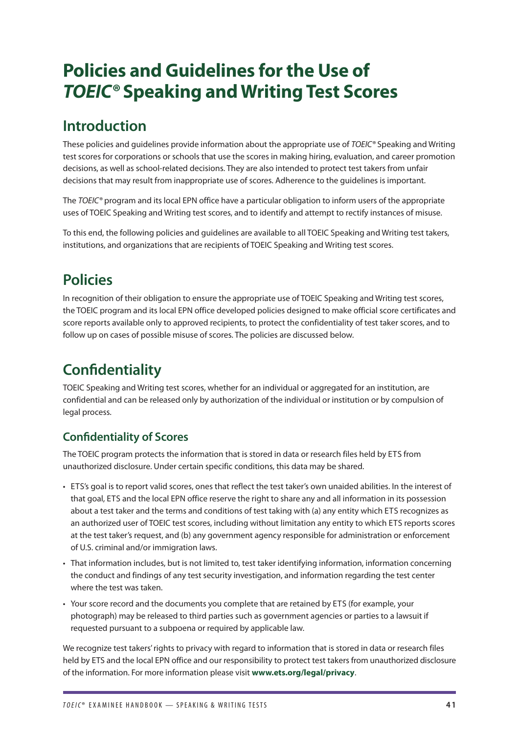# Policies and Guidelines for the Use of *TOEIC*® Speaking and Writing Test Scores

## Introduction

These policies and guidelines provide information about the appropriate use of *TOEIC*® Speaking and Writing test scores for corporations or schools that use the scores in making hiring, evaluation, and career promotion decisions, as well as school-related decisions. They are also intended to protect test takers from unfair decisions that may result from inappropriate use of scores. Adherence to the guidelines is important.

The *TOEIC*® program and its local EPN office have a particular obligation to inform users of the appropriate uses of TOEIC Speaking and Writing test scores, and to identify and attempt to rectify instances of misuse.

To this end, the following policies and guidelines are available to all TOEIC Speaking and Writing test takers, institutions, and organizations that are recipients of TOEIC Speaking and Writing test scores.

## Policies

In recognition of their obligation to ensure the appropriate use of TOEIC Speaking and Writing test scores, the TOEIC program and its local EPN office developed policies designed to make official score certificates and score reports available only to approved recipients, to protect the confidentiality of test taker scores, and to follow up on cases of possible misuse of scores. The policies are discussed below.

## Confidentiality

TOEIC Speaking and Writing test scores, whether for an individual or aggregated for an institution, are confidential and can be released only by authorization of the individual or institution or by compulsion of legal process.

### Confidentiality of Scores

The TOEIC program protects the information that is stored in data or research files held by ETS from unauthorized disclosure. Under certain specific conditions, this data may be shared.

- ETS's goal is to report valid scores, ones that reflect the test taker's own unaided abilities. In the interest of that goal, ETS and the local EPN office reserve the right to share any and all information in its possession about a test taker and the terms and conditions of test taking with (a) any entity which ETS recognizes as an authorized user of TOEIC test scores, including without limitation any entity to which ETS reports scores at the test taker's request, and (b) any government agency responsible for administration or enforcement of U.S. criminal and/or immigration laws.
- That information includes, but is not limited to, test taker identifying information, information concerning the conduct and findings of any test security investigation, and information regarding the test center where the test was taken.
- Your score record and the documents you complete that are retained by ETS (for example, your photograph) may be released to third parties such as government agencies or parties to a lawsuit if requested pursuant to a subpoena or required by applicable law.

We recognize test takers' rights to privacy with regard to information that is stored in data or research files held by ETS and the local EPN office and our responsibility to protect test takers from unauthorized disclosure of the information. For more information please visit **www.ets.org/legal/privacy**.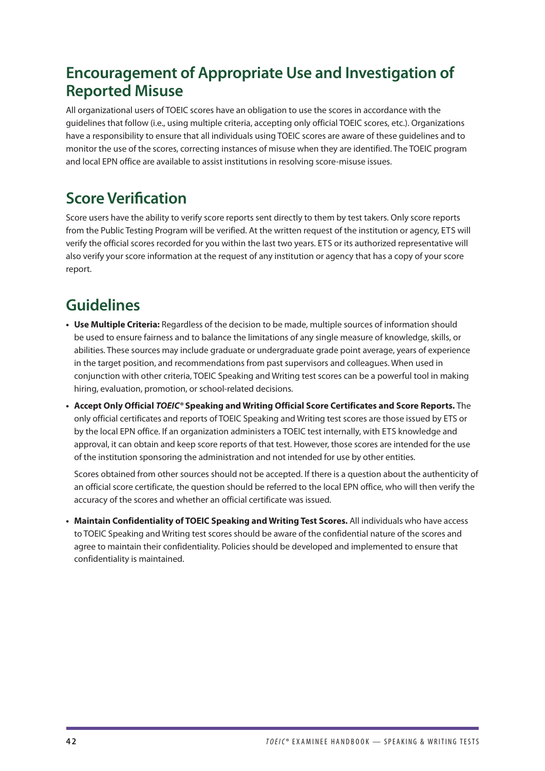## Encouragement of Appropriate Use and Investigation of Reported Misuse

All organizational users of TOEIC scores have an obligation to use the scores in accordance with the guidelines that follow (i.e., using multiple criteria, accepting only official TOEIC scores, etc.). Organizations have a responsibility to ensure that all individuals using TOEIC scores are aware of these guidelines and to monitor the use of the scores, correcting instances of misuse when they are identified. The TOEIC program and local EPN office are available to assist institutions in resolving score-misuse issues.

## Score Verification

Score users have the ability to verify score reports sent directly to them by test takers. Only score reports from the Public Testing Program will be verified. At the written request of the institution or agency, ETS will verify the official scores recorded for you within the last two years. ETS or its authorized representative will also verify your score information at the request of any institution or agency that has a copy of your score report.

## Guidelines

- **Use Multiple Criteria:** Regardless of the decision to be made, multiple sources of information should be used to ensure fairness and to balance the limitations of any single measure of knowledge, skills, or abilities. These sources may include graduate or undergraduate grade point average, years of experience in the target position, and recommendations from past supervisors and colleagues. When used in conjunction with other criteria, TOEIC Speaking and Writing test scores can be a powerful tool in making hiring, evaluation, promotion, or school-related decisions.
- **Accept Only Official *TOEIC*® Speaking and Writing Official Score Certificates and Score Reports.** The only official certificates and reports of TOEIC Speaking and Writing test scores are those issued by ETS or by the local EPN office. If an organization administers a TOEIC test internally, with ETS knowledge and approval, it can obtain and keep score reports of that test. However, those scores are intended for the use of the institution sponsoring the administration and not intended for use by other entities.

  Scores obtained from other sources should not be accepted. If there is a question about the authenticity of an official score certificate, the question should be referred to the local EPN office, who will then verify the accuracy of the scores and whether an official certificate was issued.
- **Maintain Confidentiality of TOEIC Speaking and Writing Test Scores.** All individuals who have access to TOEIC Speaking and Writing test scores should be aware of the confidential nature of the scores and agree to maintain their confidentiality. Policies should be developed and implemented to ensure that confidentiality is maintained.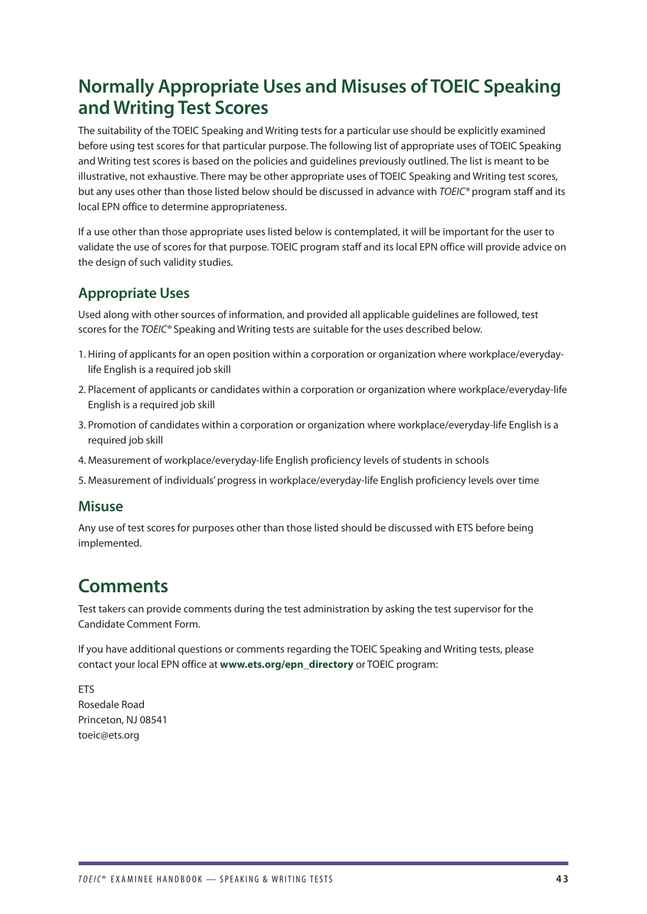# Normally Appropriate Uses and Misuses of TOEIC Speaking and Writing Test Scores

The suitability of the TOEIC Speaking and Writing tests for a particular use should be explicitly examined before using test scores for that particular purpose. The following list of appropriate uses of TOEIC Speaking and Writing test scores is based on the policies and guidelines previously outlined. The list is meant to be illustrative, not exhaustive. There may be other appropriate uses of TOEIC Speaking and Writing test scores, but any uses other than those listed below should be discussed in advance with *TOEIC*® program staff and its local EPN office to determine appropriateness.

If a use other than those appropriate uses listed below is contemplated, it will be important for the user to validate the use of scores for that purpose. TOEIC program staff and its local EPN office will provide advice on the design of such validity studies.

## Appropriate Uses

Used along with other sources of information, and provided all applicable guidelines are followed, test scores for the *TOEIC*® Speaking and Writing tests are suitable for the uses described below.

1. Hiring of applicants for an open position within a corporation or organization where workplace/everyday-life English is a required job skill
2. Placement of applicants or candidates within a corporation or organization where workplace/everyday-life English is a required job skill
3. Promotion of candidates within a corporation or organization where workplace/everyday-life English is a required job skill
4. Measurement of workplace/everyday-life English proficiency levels of students in schools
5. Measurement of individuals' progress in workplace/everyday-life English proficiency levels over time

## Misuse

Any use of test scores for purposes other than those listed should be discussed with ETS before being implemented.

# Comments

Test takers can provide comments during the test administration by asking the test supervisor for the Candidate Comment Form.

If you have additional questions or comments regarding the TOEIC Speaking and Writing tests, please contact your local EPN office at **www.ets.org/epn_directory** or TOEIC program:

ETS
Rosedale Road
Princeton, NJ 08541
toeic@ets.org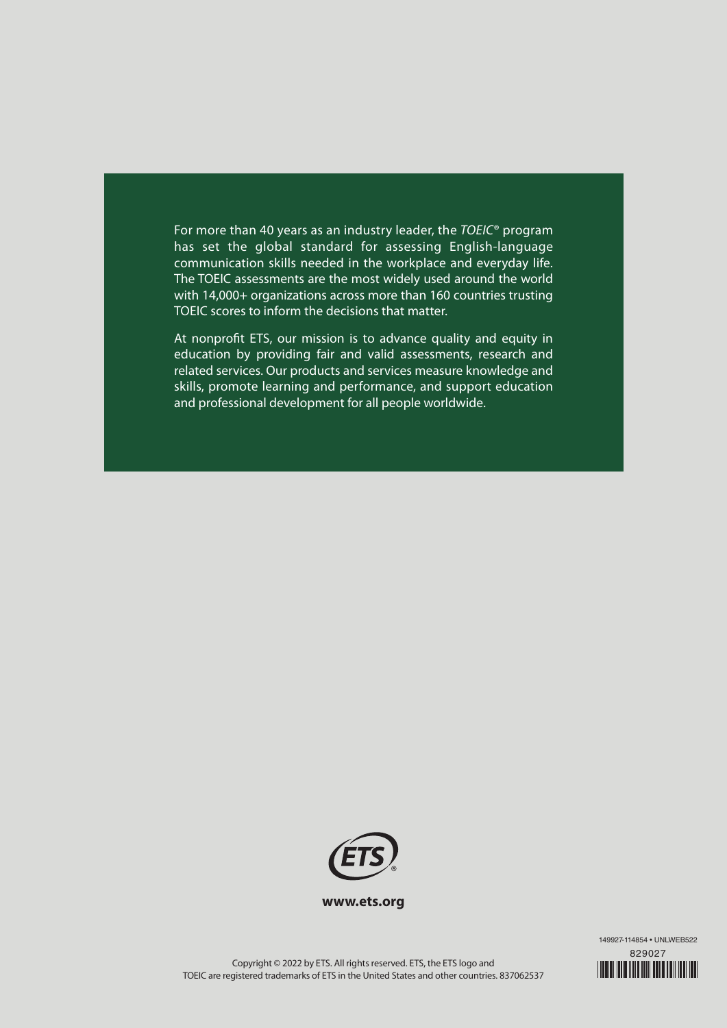For more than 40 years as an industry leader, the *TOEIC*® program has set the global standard for assessing English-language communication skills needed in the workplace and everyday life. The TOEIC assessments are the most widely used around the world with 14,000+ organizations across more than 160 countries trusting TOEIC scores to inform the decisions that matter.

At nonprofit ETS, our mission is to advance quality and equity in education by providing fair and valid assessments, research and related services. Our products and services measure knowledge and skills, promote learning and performance, and support education and professional development for all people worldwide.

**www.ets.org**

Copyright © 2022 by ETS. All rights reserved. ETS, the ETS logo and TOEIC are registered trademarks of ETS in the United States and other countries. 837062537

149927-114854 • UNLWEB522

829027